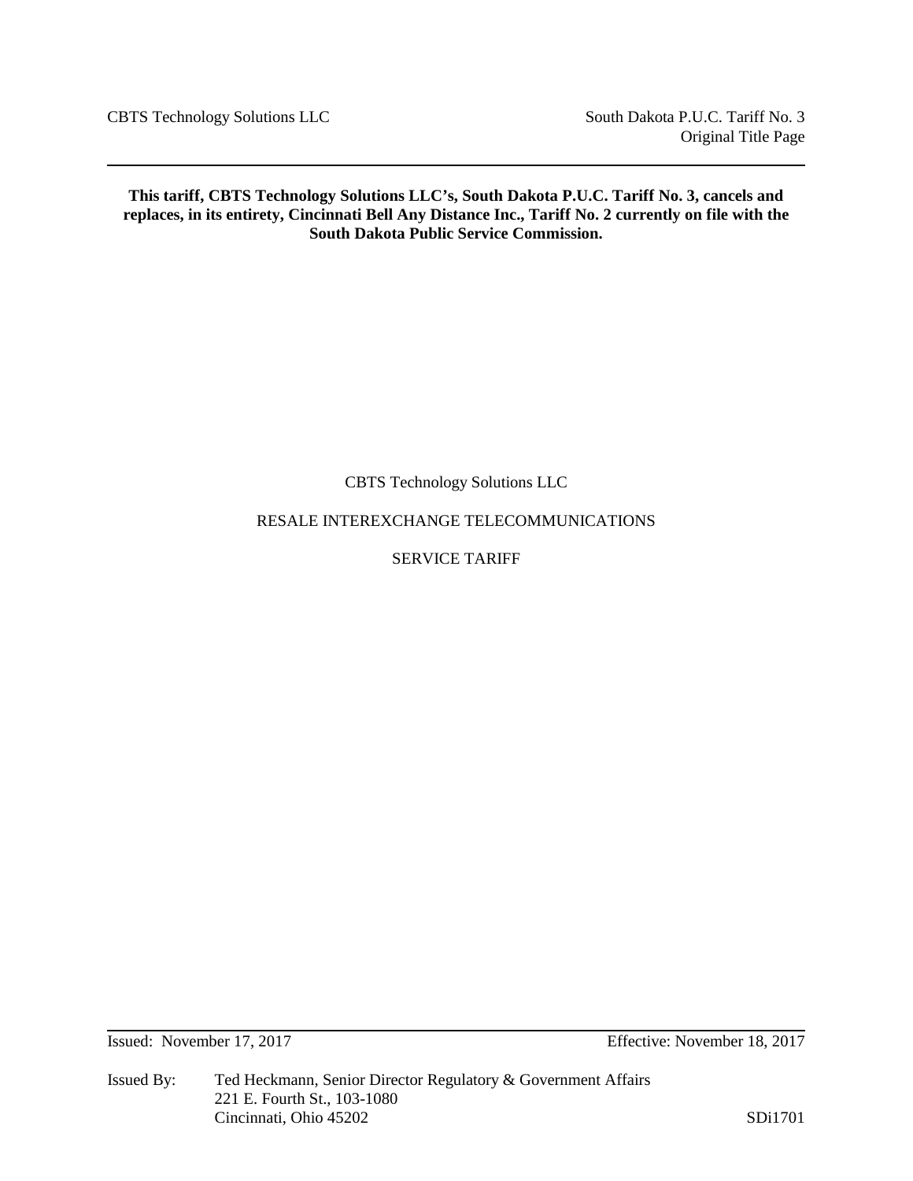**This tariff, CBTS Technology Solutions LLC's, South Dakota P.U.C. Tariff No. 3, cancels and replaces, in its entirety, Cincinnati Bell Any Distance Inc., Tariff No. 2 currently on file with the South Dakota Public Service Commission.**

CBTS Technology Solutions LLC

RESALE INTEREXCHANGE TELECOMMUNICATIONS

SERVICE TARIFF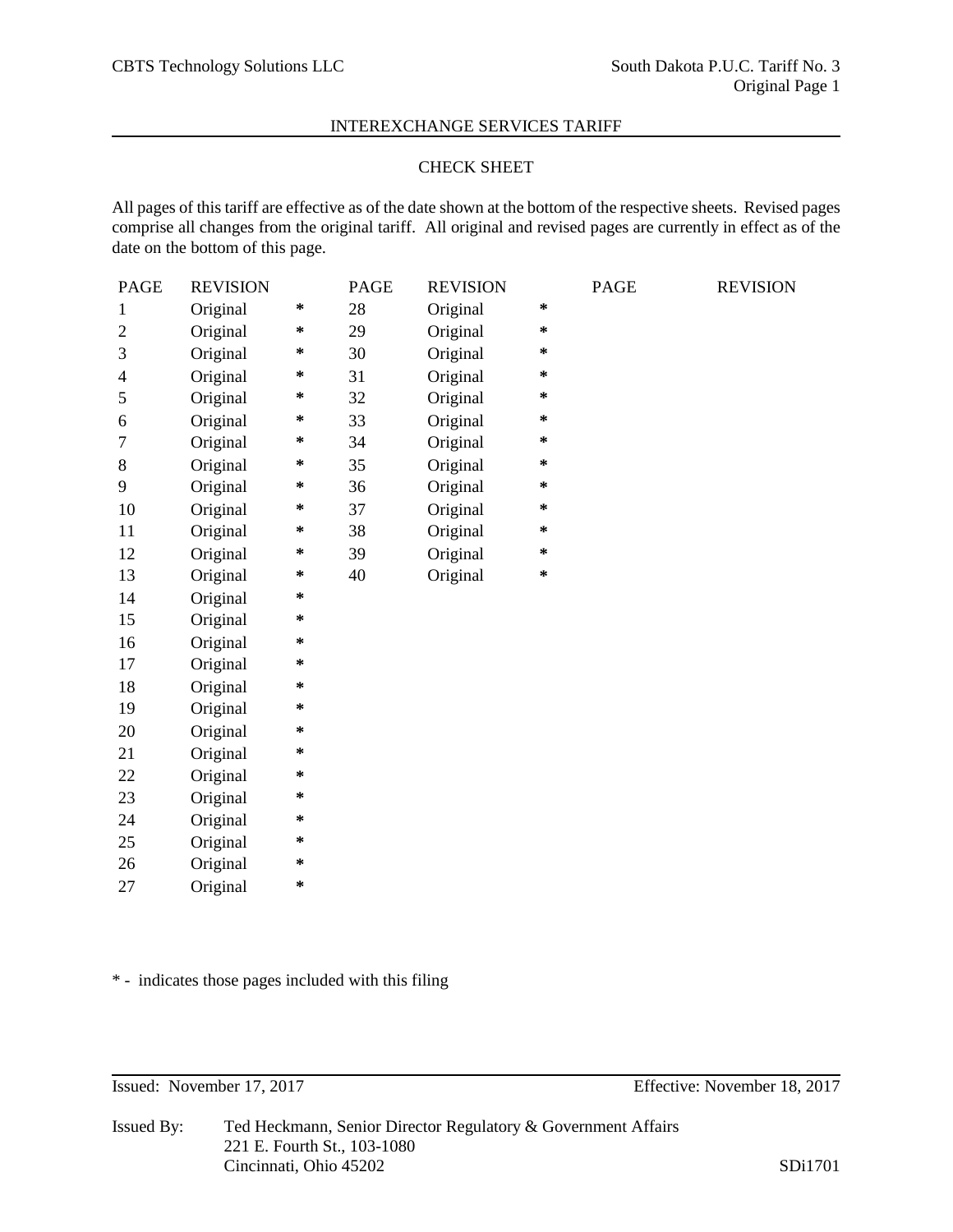CBTS Technology Solutions LLC

South Dakota P.U.C. Tariff No. 3
Original Page 1

INTEREXCHANGE SERVICES TARIFF

## CHECK SHEET

All pages of this tariff are effective as of the date shown at the bottom of the respective sheets. Revised pages comprise all changes from the original tariff. All original and revised pages are currently in effect as of the date on the bottom of this page.

| PAGE | REVISION | | PAGE | REVISION | | PAGE | REVISION |
|---|---|---|---|---|---|---|---|
| 1 | Original | * | 28 | Original | * | | |
| 2 | Original | * | 29 | Original | * | | |
| 3 | Original | * | 30 | Original | * | | |
| 4 | Original | * | 31 | Original | * | | |
| 5 | Original | * | 32 | Original | * | | |
| 6 | Original | * | 33 | Original | * | | |
| 7 | Original | * | 34 | Original | * | | |
| 8 | Original | * | 35 | Original | * | | |
| 9 | Original | * | 36 | Original | * | | |
| 10 | Original | * | 37 | Original | * | | |
| 11 | Original | * | 38 | Original | * | | |
| 12 | Original | * | 39 | Original | * | | |
| 13 | Original | * | 40 | Original | * | | |
| 14 | Original | * | | | | | |
| 15 | Original | * | | | | | |
| 16 | Original | * | | | | | |
| 17 | Original | * | | | | | |
| 18 | Original | * | | | | | |
| 19 | Original | * | | | | | |
| 20 | Original | * | | | | | |
| 21 | Original | * | | | | | |
| 22 | Original | * | | | | | |
| 23 | Original | * | | | | | |
| 24 | Original | * | | | | | |
| 25 | Original | * | | | | | |
| 26 | Original | * | | | | | |
| 27 | Original | * | | | | | |

* - indicates those pages included with this filing

Issued: November 17, 2017

Effective: November 18, 2017

Issued By: Ted Heckmann, Senior Director Regulatory & Government Affairs
221 E. Fourth St., 103-1080
Cincinnati, Ohio 45202

SDi1701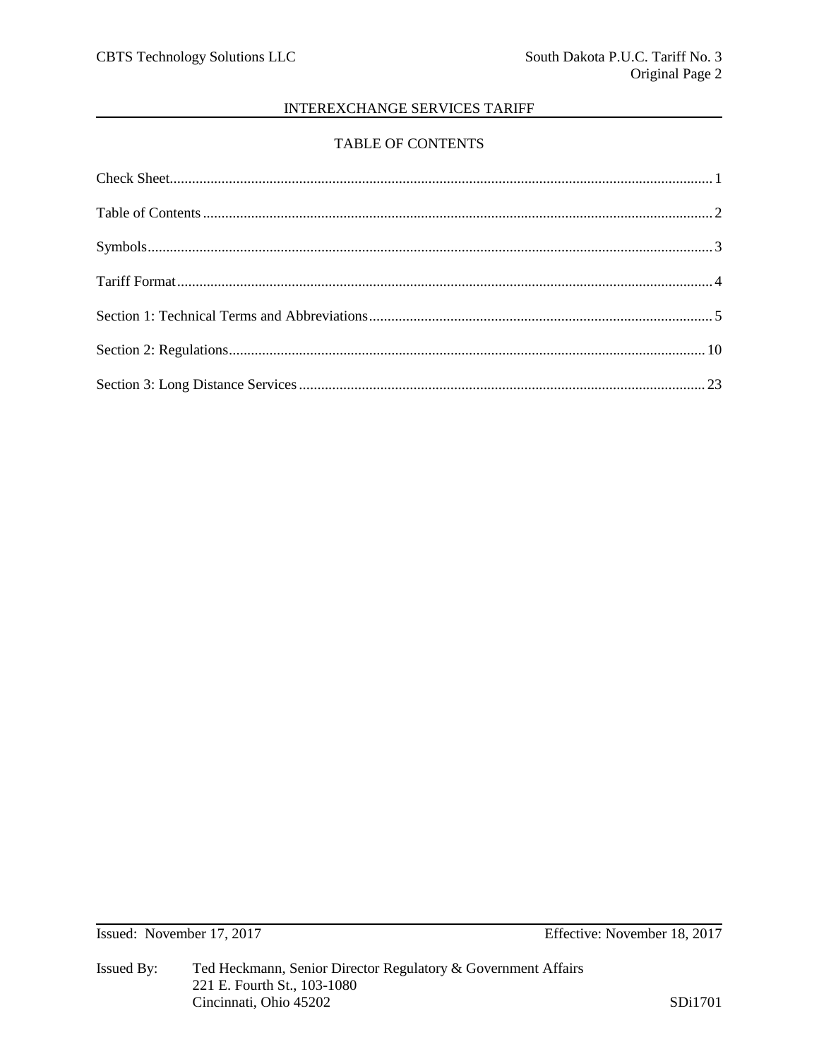## INTEREXCHANGE SERVICES TARIFF

### TABLE OF CONTENTS

| | |
|---|---|
| Check Sheet | 1 |
| Table of Contents | 2 |
| Symbols | 3 |
| Tariff Format | 4 |
| Section 1: Technical Terms and Abbreviations | 5 |
| Section 2: Regulations | 10 |
| Section 3: Long Distance Services | 23 |

Issued: November 17, 2017 Effective: November 18, 2017

Issued By: Ted Heckmann, Senior Director Regulatory & Government Affairs
221 E. Fourth St., 103-1080
Cincinnati, Ohio 45202

SDi1701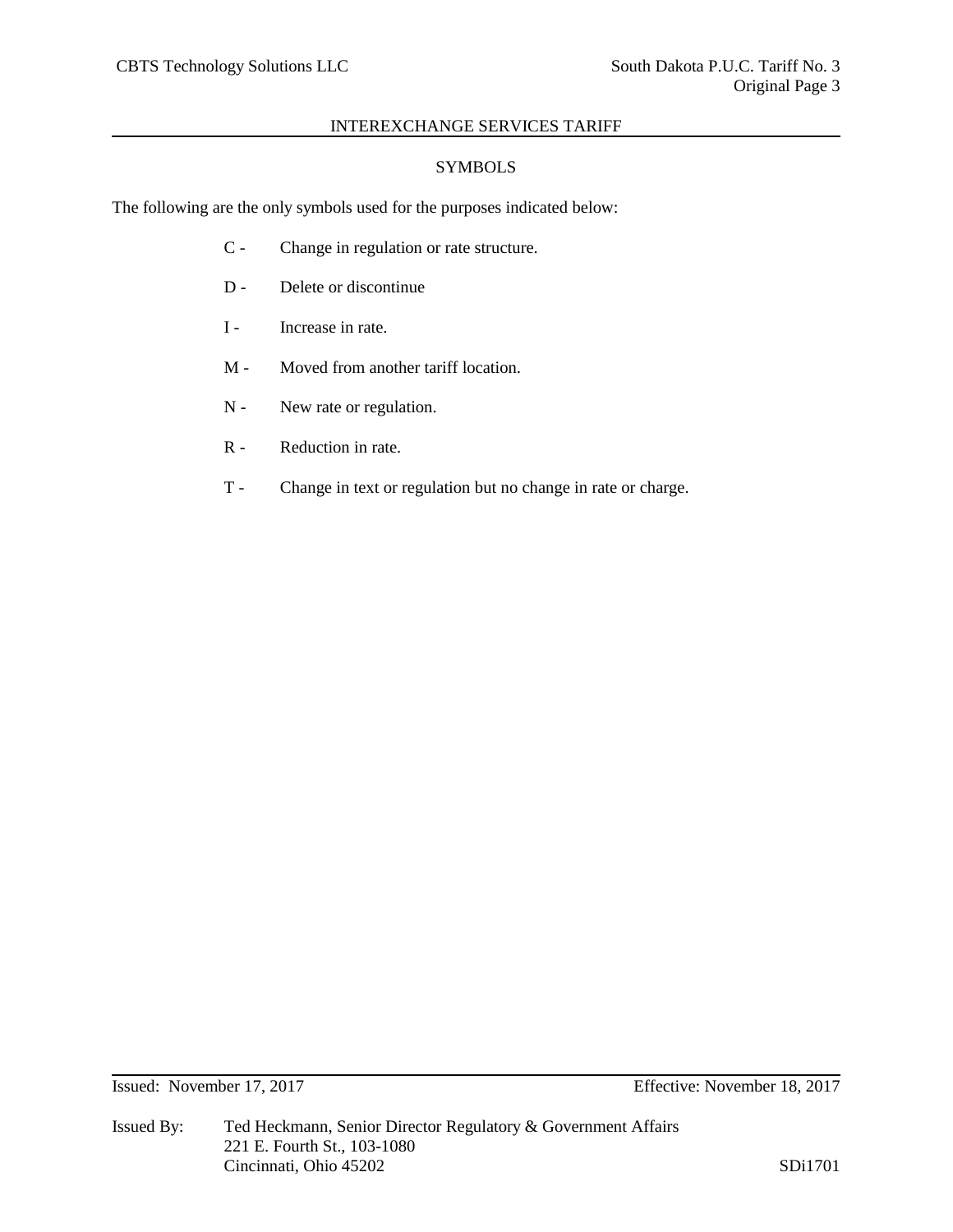## SYMBOLS

The following are the only symbols used for the purposes indicated below:

- C - Change in regulation or rate structure.
- D - Delete or discontinue
- I - Increase in rate.
- M - Moved from another tariff location.
- N - New rate or regulation.
- R - Reduction in rate.
- T - Change in text or regulation but no change in rate or charge.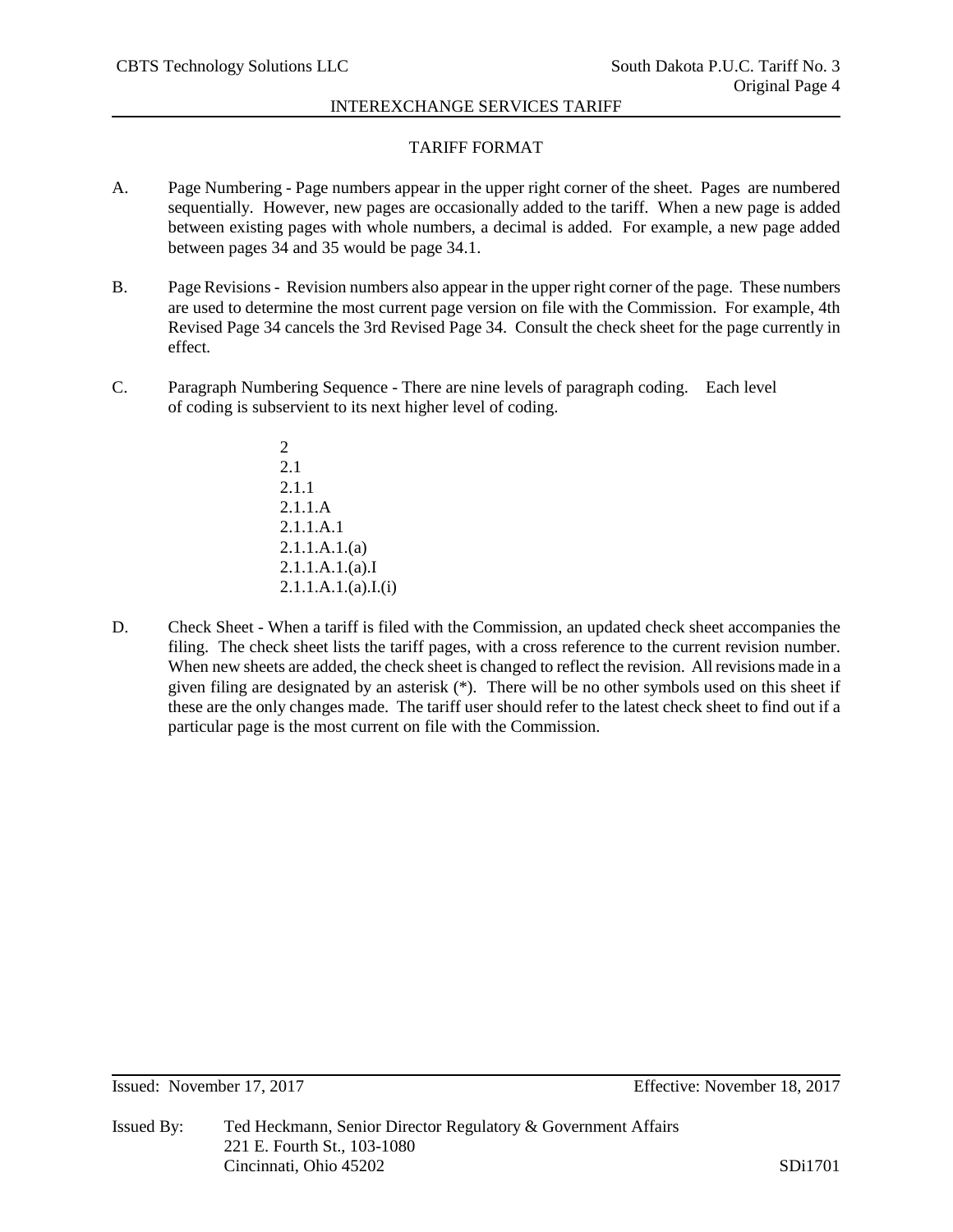## TARIFF FORMAT

A. Page Numbering - Page numbers appear in the upper right corner of the sheet. Pages are numbered sequentially. However, new pages are occasionally added to the tariff. When a new page is added between existing pages with whole numbers, a decimal is added. For example, a new page added between pages 34 and 35 would be page 34.1.

B. Page Revisions - Revision numbers also appear in the upper right corner of the page. These numbers are used to determine the most current page version on file with the Commission. For example, 4th Revised Page 34 cancels the 3rd Revised Page 34. Consult the check sheet for the page currently in effect.

C. Paragraph Numbering Sequence - There are nine levels of paragraph coding. Each level of coding is subservient to its next higher level of coding.

    2
    2.1
    2.1.1
    2.1.1.A
    2.1.1.A.1
    2.1.1.A.1.(a)
    2.1.1.A.1.(a).I
    2.1.1.A.1.(a).I.(i)

D. Check Sheet - When a tariff is filed with the Commission, an updated check sheet accompanies the filing. The check sheet lists the tariff pages, with a cross reference to the current revision number. When new sheets are added, the check sheet is changed to reflect the revision. All revisions made in a given filing are designated by an asterisk (*). There will be no other symbols used on this sheet if these are the only changes made. The tariff user should refer to the latest check sheet to find out if a particular page is the most current on file with the Commission.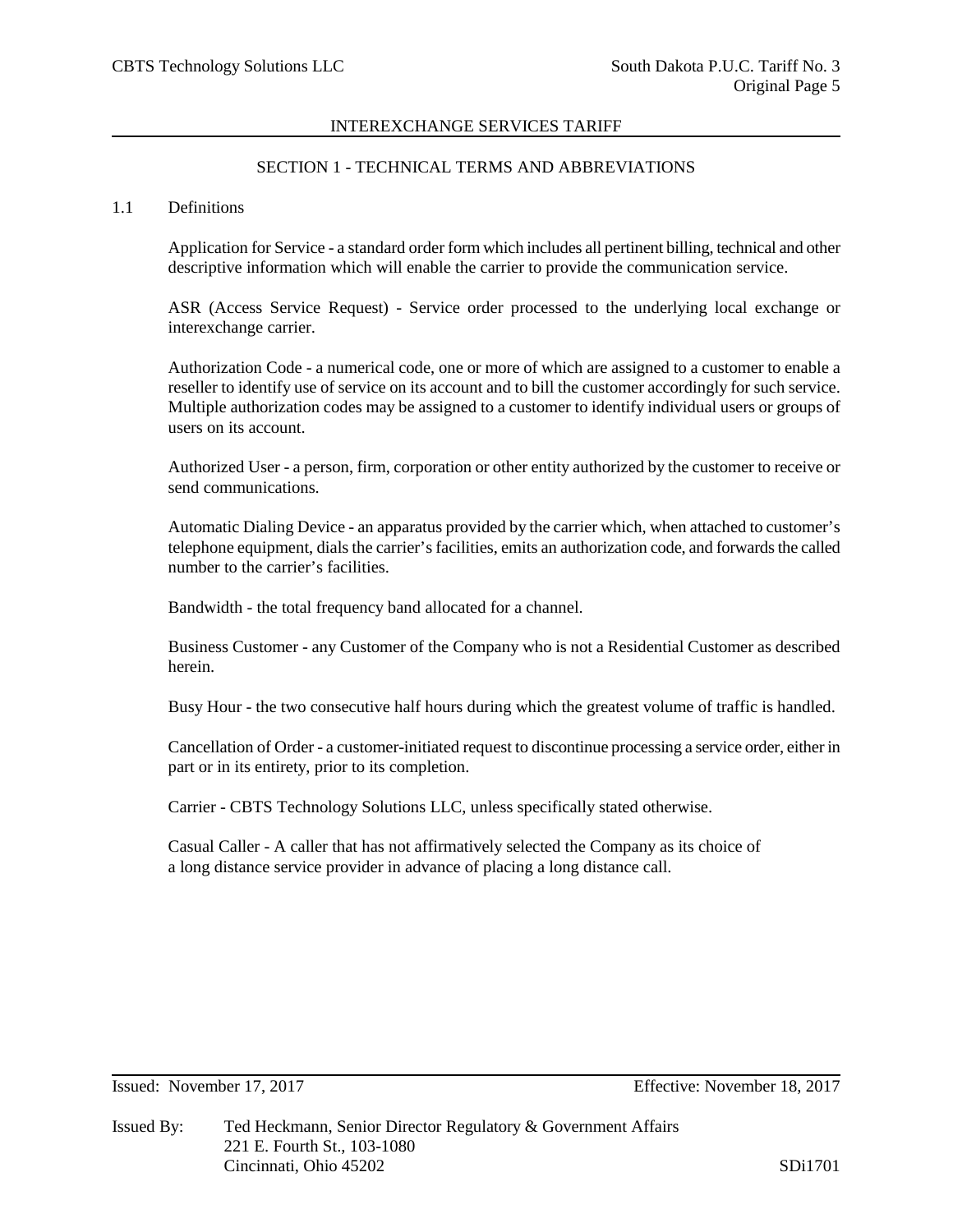## INTEREXCHANGE SERVICES TARIFF

### SECTION 1 - TECHNICAL TERMS AND ABBREVIATIONS

1.1 Definitions

Application for Service - a standard order form which includes all pertinent billing, technical and other descriptive information which will enable the carrier to provide the communication service.

ASR (Access Service Request) - Service order processed to the underlying local exchange or interexchange carrier.

Authorization Code - a numerical code, one or more of which are assigned to a customer to enable a reseller to identify use of service on its account and to bill the customer accordingly for such service. Multiple authorization codes may be assigned to a customer to identify individual users or groups of users on its account.

Authorized User - a person, firm, corporation or other entity authorized by the customer to receive or send communications.

Automatic Dialing Device - an apparatus provided by the carrier which, when attached to customer's telephone equipment, dials the carrier's facilities, emits an authorization code, and forwards the called number to the carrier's facilities.

Bandwidth - the total frequency band allocated for a channel.

Business Customer - any Customer of the Company who is not a Residential Customer as described herein.

Busy Hour - the two consecutive half hours during which the greatest volume of traffic is handled.

Cancellation of Order - a customer-initiated request to discontinue processing a service order, either in part or in its entirety, prior to its completion.

Carrier - CBTS Technology Solutions LLC, unless specifically stated otherwise.

Casual Caller - A caller that has not affirmatively selected the Company as its choice of a long distance service provider in advance of placing a long distance call.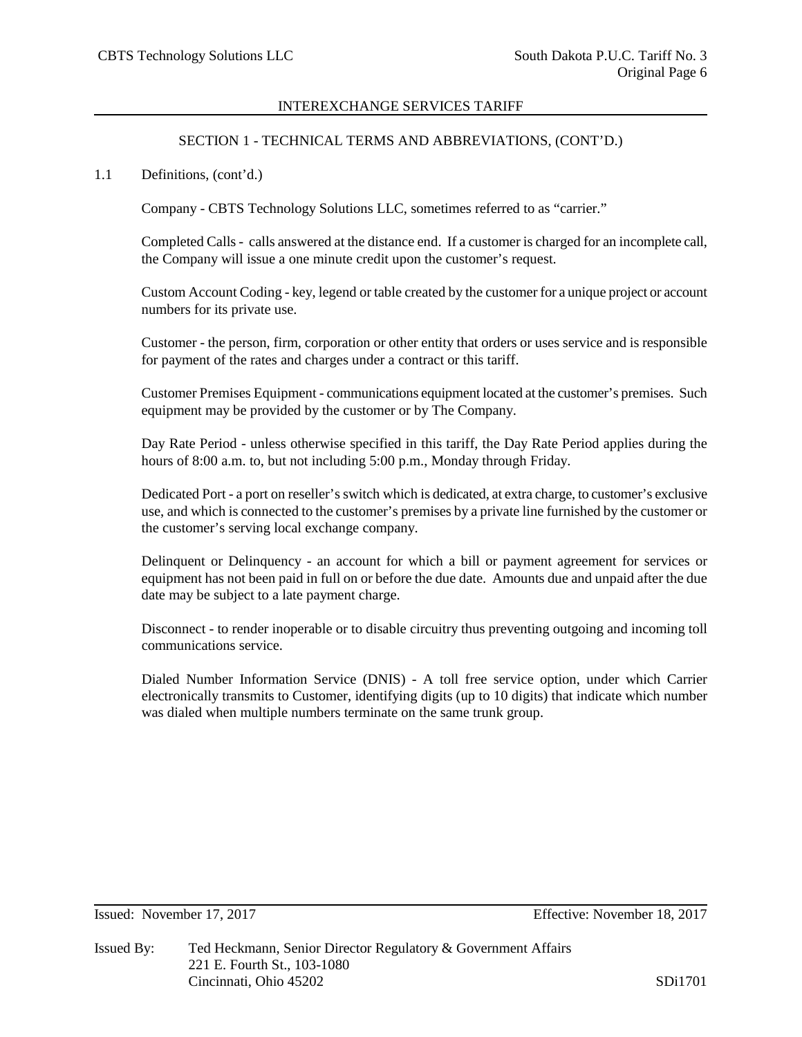## INTEREXCHANGE SERVICES TARIFF

### SECTION 1 - TECHNICAL TERMS AND ABBREVIATIONS, (CONT'D.)

1.1 Definitions, (cont'd.)

Company - CBTS Technology Solutions LLC, sometimes referred to as "carrier."

Completed Calls - calls answered at the distance end. If a customer is charged for an incomplete call, the Company will issue a one minute credit upon the customer's request.

Custom Account Coding - key, legend or table created by the customer for a unique project or account numbers for its private use.

Customer - the person, firm, corporation or other entity that orders or uses service and is responsible for payment of the rates and charges under a contract or this tariff.

Customer Premises Equipment - communications equipment located at the customer's premises. Such equipment may be provided by the customer or by The Company.

Day Rate Period - unless otherwise specified in this tariff, the Day Rate Period applies during the hours of 8:00 a.m. to, but not including 5:00 p.m., Monday through Friday.

Dedicated Port - a port on reseller's switch which is dedicated, at extra charge, to customer's exclusive use, and which is connected to the customer's premises by a private line furnished by the customer or the customer's serving local exchange company.

Delinquent or Delinquency - an account for which a bill or payment agreement for services or equipment has not been paid in full on or before the due date. Amounts due and unpaid after the due date may be subject to a late payment charge.

Disconnect - to render inoperable or to disable circuitry thus preventing outgoing and incoming toll communications service.

Dialed Number Information Service (DNIS) - A toll free service option, under which Carrier electronically transmits to Customer, identifying digits (up to 10 digits) that indicate which number was dialed when multiple numbers terminate on the same trunk group.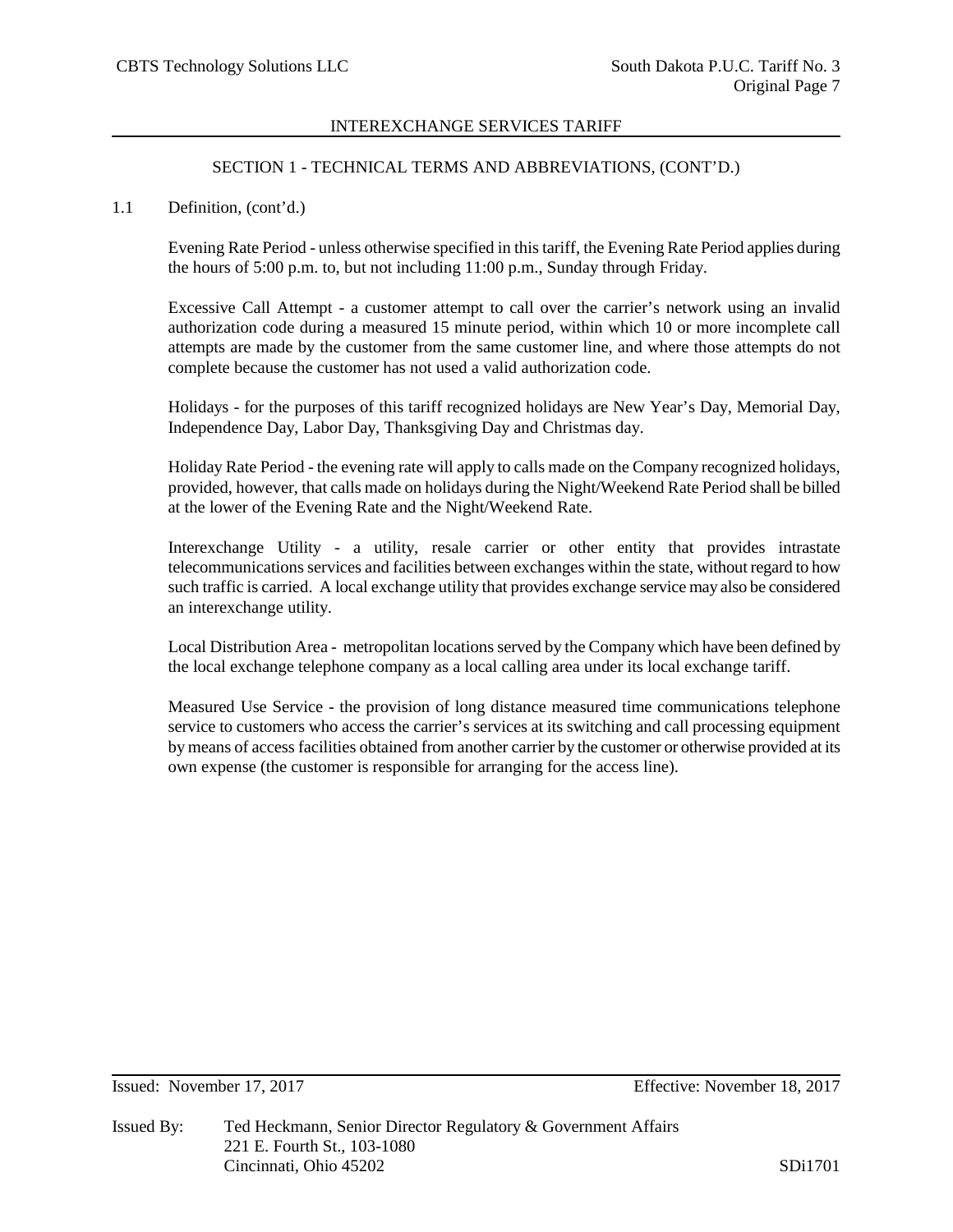## INTEREXCHANGE SERVICES TARIFF

### SECTION 1 - TECHNICAL TERMS AND ABBREVIATIONS, (CONT'D.)

1.1 Definition, (cont'd.)

Evening Rate Period - unless otherwise specified in this tariff, the Evening Rate Period applies during the hours of 5:00 p.m. to, but not including 11:00 p.m., Sunday through Friday.

Excessive Call Attempt - a customer attempt to call over the carrier's network using an invalid authorization code during a measured 15 minute period, within which 10 or more incomplete call attempts are made by the customer from the same customer line, and where those attempts do not complete because the customer has not used a valid authorization code.

Holidays - for the purposes of this tariff recognized holidays are New Year's Day, Memorial Day, Independence Day, Labor Day, Thanksgiving Day and Christmas day.

Holiday Rate Period - the evening rate will apply to calls made on the Company recognized holidays, provided, however, that calls made on holidays during the Night/Weekend Rate Period shall be billed at the lower of the Evening Rate and the Night/Weekend Rate.

Interexchange Utility - a utility, resale carrier or other entity that provides intrastate telecommunications services and facilities between exchanges within the state, without regard to how such traffic is carried. A local exchange utility that provides exchange service may also be considered an interexchange utility.

Local Distribution Area - metropolitan locations served by the Company which have been defined by the local exchange telephone company as a local calling area under its local exchange tariff.

Measured Use Service - the provision of long distance measured time communications telephone service to customers who access the carrier's services at its switching and call processing equipment by means of access facilities obtained from another carrier by the customer or otherwise provided at its own expense (the customer is responsible for arranging for the access line).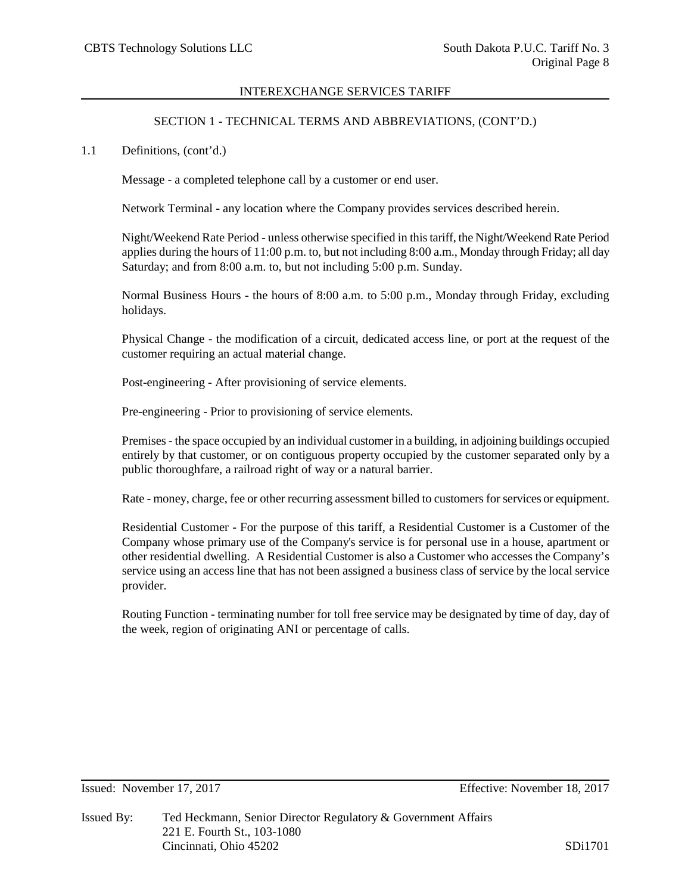## SECTION 1 - TECHNICAL TERMS AND ABBREVIATIONS, (CONT'D.)

1.1 Definitions, (cont'd.)

Message - a completed telephone call by a customer or end user.

Network Terminal - any location where the Company provides services described herein.

Night/Weekend Rate Period - unless otherwise specified in this tariff, the Night/Weekend Rate Period applies during the hours of 11:00 p.m. to, but not including 8:00 a.m., Monday through Friday; all day Saturday; and from 8:00 a.m. to, but not including 5:00 p.m. Sunday.

Normal Business Hours - the hours of 8:00 a.m. to 5:00 p.m., Monday through Friday, excluding holidays.

Physical Change - the modification of a circuit, dedicated access line, or port at the request of the customer requiring an actual material change.

Post-engineering - After provisioning of service elements.

Pre-engineering - Prior to provisioning of service elements.

Premises - the space occupied by an individual customer in a building, in adjoining buildings occupied entirely by that customer, or on contiguous property occupied by the customer separated only by a public thoroughfare, a railroad right of way or a natural barrier.

Rate - money, charge, fee or other recurring assessment billed to customers for services or equipment.

Residential Customer - For the purpose of this tariff, a Residential Customer is a Customer of the Company whose primary use of the Company's service is for personal use in a house, apartment or other residential dwelling. A Residential Customer is also a Customer who accesses the Company's service using an access line that has not been assigned a business class of service by the local service provider.

Routing Function - terminating number for toll free service may be designated by time of day, day of the week, region of originating ANI or percentage of calls.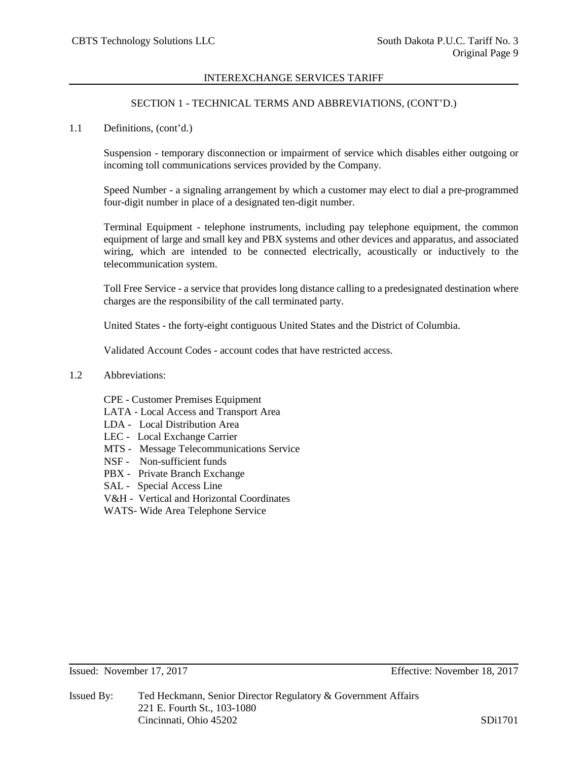## SECTION 1 - TECHNICAL TERMS AND ABBREVIATIONS, (CONT'D.)

1.1 Definitions, (cont'd.)

Suspension - temporary disconnection or impairment of service which disables either outgoing or incoming toll communications services provided by the Company.

Speed Number - a signaling arrangement by which a customer may elect to dial a pre-programmed four-digit number in place of a designated ten-digit number.

Terminal Equipment - telephone instruments, including pay telephone equipment, the common equipment of large and small key and PBX systems and other devices and apparatus, and associated wiring, which are intended to be connected electrically, acoustically or inductively to the telecommunication system.

Toll Free Service - a service that provides long distance calling to a predesignated destination where charges are the responsibility of the call terminated party.

United States - the forty-eight contiguous United States and the District of Columbia.

Validated Account Codes - account codes that have restricted access.

1.2 Abbreviations:

CPE - Customer Premises Equipment
LATA - Local Access and Transport Area
LDA - Local Distribution Area
LEC - Local Exchange Carrier
MTS - Message Telecommunications Service
NSF - Non-sufficient funds
PBX - Private Branch Exchange
SAL - Special Access Line
V&H - Vertical and Horizontal Coordinates
WATS- Wide Area Telephone Service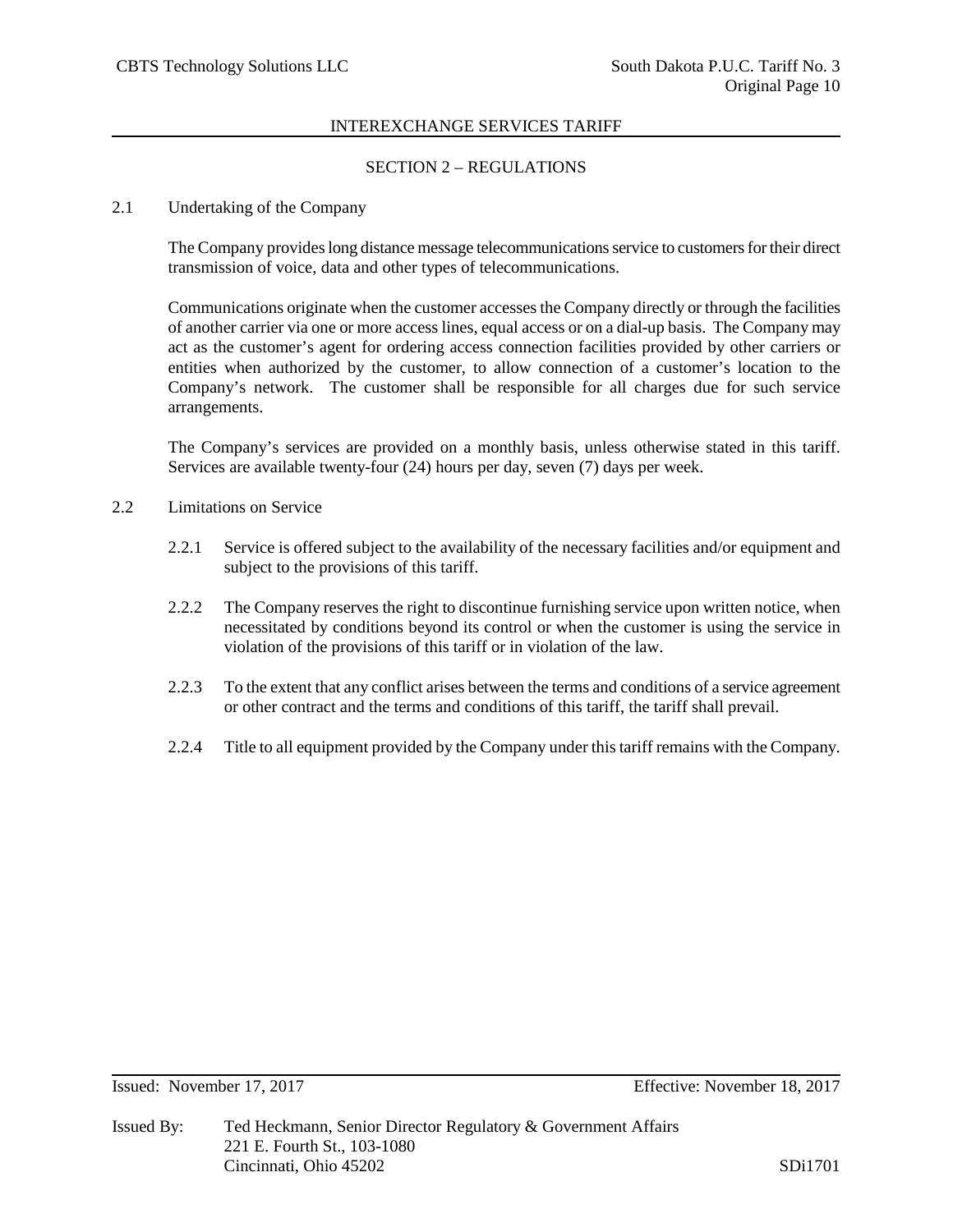## SECTION 2 – REGULATIONS

### 2.1 Undertaking of the Company

The Company provides long distance message telecommunications service to customers for their direct transmission of voice, data and other types of telecommunications.

Communications originate when the customer accesses the Company directly or through the facilities of another carrier via one or more access lines, equal access or on a dial-up basis. The Company may act as the customer's agent for ordering access connection facilities provided by other carriers or entities when authorized by the customer, to allow connection of a customer's location to the Company's network. The customer shall be responsible for all charges due for such service arrangements.

The Company's services are provided on a monthly basis, unless otherwise stated in this tariff. Services are available twenty-four (24) hours per day, seven (7) days per week.

### 2.2 Limitations on Service

2.2.1 Service is offered subject to the availability of the necessary facilities and/or equipment and subject to the provisions of this tariff.

2.2.2 The Company reserves the right to discontinue furnishing service upon written notice, when necessitated by conditions beyond its control or when the customer is using the service in violation of the provisions of this tariff or in violation of the law.

2.2.3 To the extent that any conflict arises between the terms and conditions of a service agreement or other contract and the terms and conditions of this tariff, the tariff shall prevail.

2.2.4 Title to all equipment provided by the Company under this tariff remains with the Company.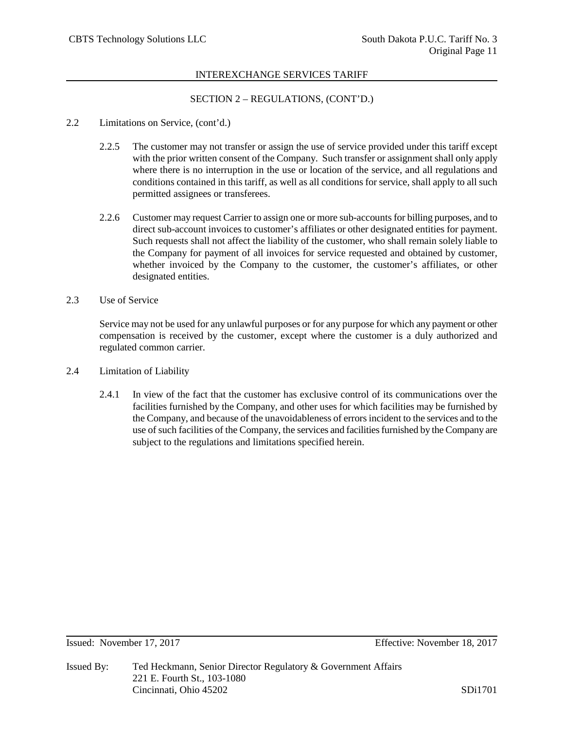SECTION 2 – REGULATIONS, (CONT'D.)

2.2 Limitations on Service, (cont'd.)

2.2.5 The customer may not transfer or assign the use of service provided under this tariff except with the prior written consent of the Company. Such transfer or assignment shall only apply where there is no interruption in the use or location of the service, and all regulations and conditions contained in this tariff, as well as all conditions for service, shall apply to all such permitted assignees or transferees.

2.2.6 Customer may request Carrier to assign one or more sub-accounts for billing purposes, and to direct sub-account invoices to customer's affiliates or other designated entities for payment. Such requests shall not affect the liability of the customer, who shall remain solely liable to the Company for payment of all invoices for service requested and obtained by customer, whether invoiced by the Company to the customer, the customer's affiliates, or other designated entities.

2.3 Use of Service

Service may not be used for any unlawful purposes or for any purpose for which any payment or other compensation is received by the customer, except where the customer is a duly authorized and regulated common carrier.

2.4 Limitation of Liability

2.4.1 In view of the fact that the customer has exclusive control of its communications over the facilities furnished by the Company, and other uses for which facilities may be furnished by the Company, and because of the unavoidableness of errors incident to the services and to the use of such facilities of the Company, the services and facilities furnished by the Company are subject to the regulations and limitations specified herein.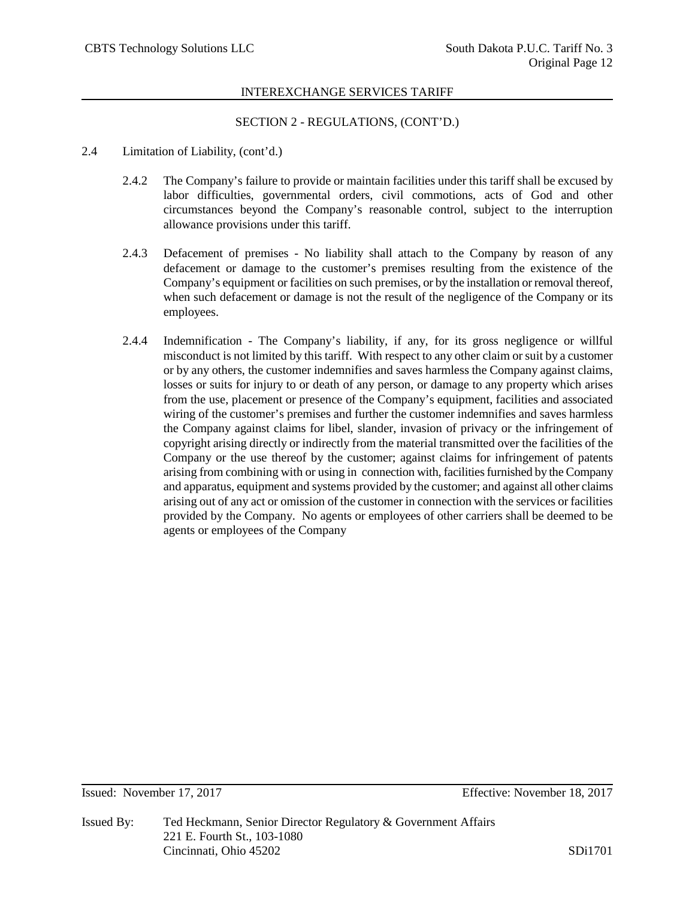## SECTION 2 - REGULATIONS, (CONT'D.)

2.4 Limitation of Liability, (cont'd.)

2.4.2 The Company's failure to provide or maintain facilities under this tariff shall be excused by labor difficulties, governmental orders, civil commotions, acts of God and other circumstances beyond the Company's reasonable control, subject to the interruption allowance provisions under this tariff.

2.4.3 Defacement of premises - No liability shall attach to the Company by reason of any defacement or damage to the customer's premises resulting from the existence of the Company's equipment or facilities on such premises, or by the installation or removal thereof, when such defacement or damage is not the result of the negligence of the Company or its employees.

2.4.4 Indemnification - The Company's liability, if any, for its gross negligence or willful misconduct is not limited by this tariff. With respect to any other claim or suit by a customer or by any others, the customer indemnifies and saves harmless the Company against claims, losses or suits for injury to or death of any person, or damage to any property which arises from the use, placement or presence of the Company's equipment, facilities and associated wiring of the customer's premises and further the customer indemnifies and saves harmless the Company against claims for libel, slander, invasion of privacy or the infringement of copyright arising directly or indirectly from the material transmitted over the facilities of the Company or the use thereof by the customer; against claims for infringement of patents arising from combining with or using in connection with, facilities furnished by the Company and apparatus, equipment and systems provided by the customer; and against all other claims arising out of any act or omission of the customer in connection with the services or facilities provided by the Company. No agents or employees of other carriers shall be deemed to be agents or employees of the Company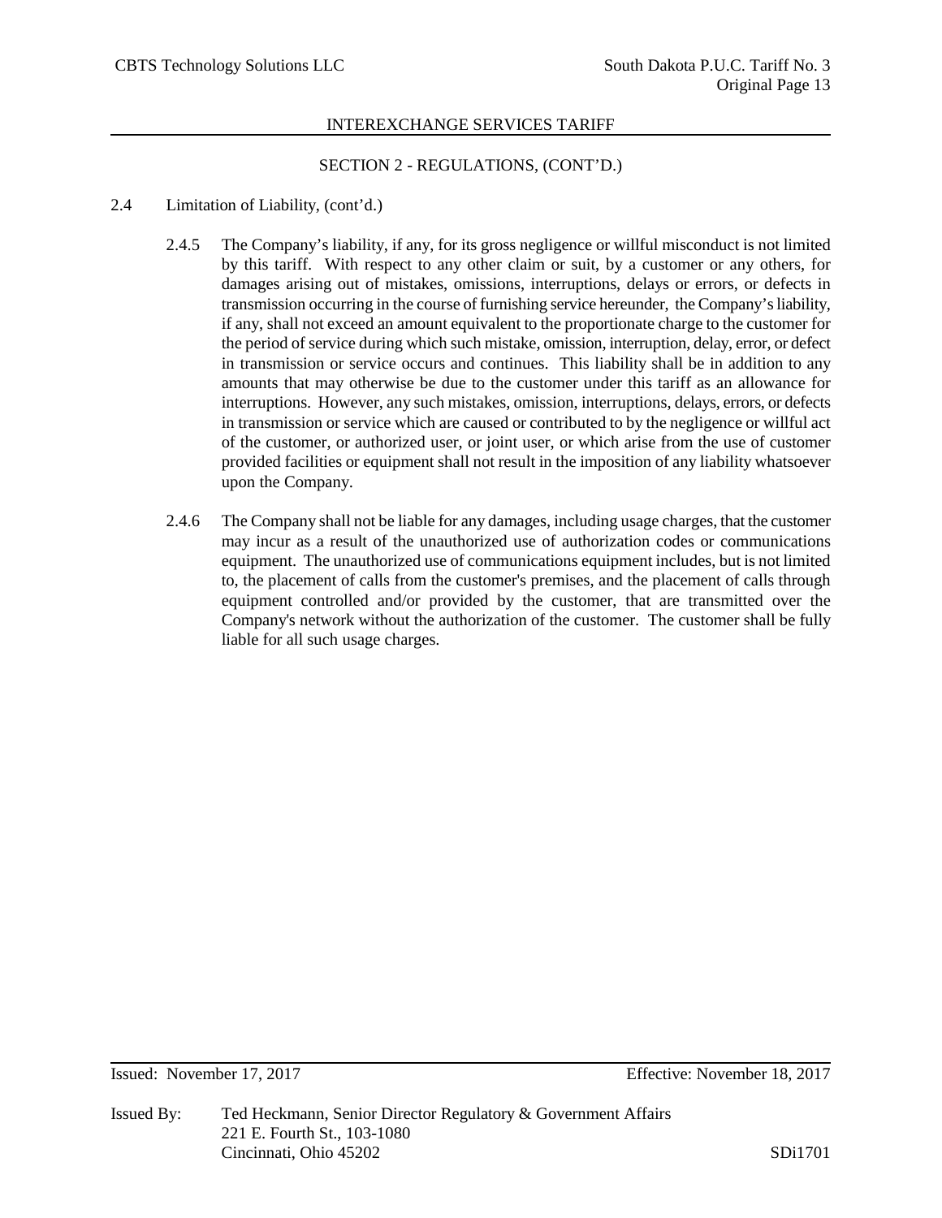## SECTION 2 - REGULATIONS, (CONT'D.)

2.4 Limitation of Liability, (cont'd.)

2.4.5 The Company's liability, if any, for its gross negligence or willful misconduct is not limited by this tariff. With respect to any other claim or suit, by a customer or any others, for damages arising out of mistakes, omissions, interruptions, delays or errors, or defects in transmission occurring in the course of furnishing service hereunder, the Company's liability, if any, shall not exceed an amount equivalent to the proportionate charge to the customer for the period of service during which such mistake, omission, interruption, delay, error, or defect in transmission or service occurs and continues. This liability shall be in addition to any amounts that may otherwise be due to the customer under this tariff as an allowance for interruptions. However, any such mistakes, omission, interruptions, delays, errors, or defects in transmission or service which are caused or contributed to by the negligence or willful act of the customer, or authorized user, or joint user, or which arise from the use of customer provided facilities or equipment shall not result in the imposition of any liability whatsoever upon the Company.

2.4.6 The Company shall not be liable for any damages, including usage charges, that the customer may incur as a result of the unauthorized use of authorization codes or communications equipment. The unauthorized use of communications equipment includes, but is not limited to, the placement of calls from the customer's premises, and the placement of calls through equipment controlled and/or provided by the customer, that are transmitted over the Company's network without the authorization of the customer. The customer shall be fully liable for all such usage charges.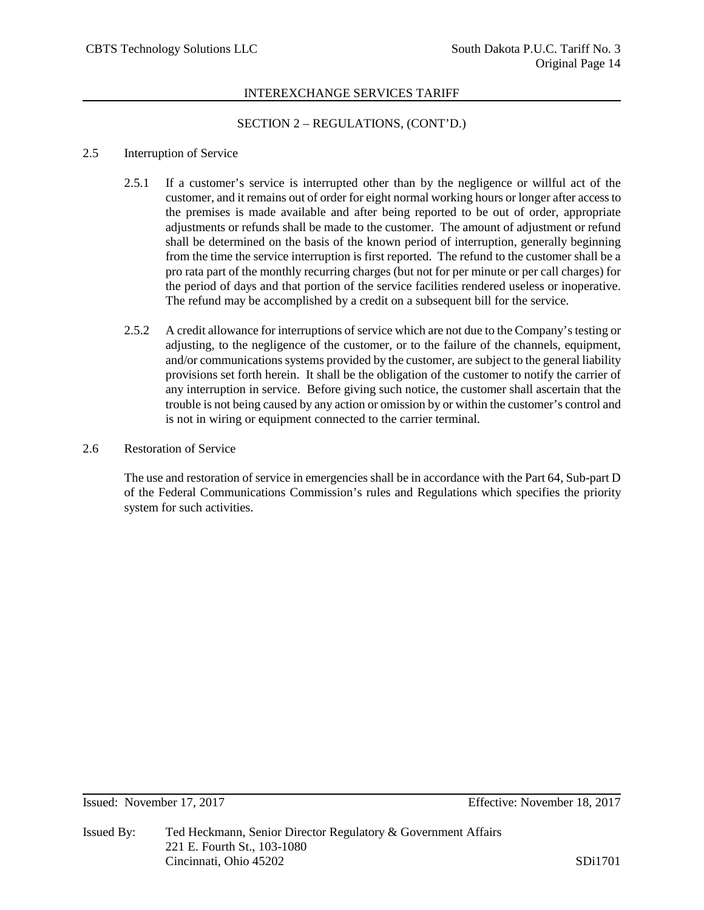## SECTION 2 – REGULATIONS, (CONT'D.)

### 2.5 Interruption of Service

2.5.1 If a customer's service is interrupted other than by the negligence or willful act of the customer, and it remains out of order for eight normal working hours or longer after access to the premises is made available and after being reported to be out of order, appropriate adjustments or refunds shall be made to the customer. The amount of adjustment or refund shall be determined on the basis of the known period of interruption, generally beginning from the time the service interruption is first reported. The refund to the customer shall be a pro rata part of the monthly recurring charges (but not for per minute or per call charges) for the period of days and that portion of the service facilities rendered useless or inoperative. The refund may be accomplished by a credit on a subsequent bill for the service.

2.5.2 A credit allowance for interruptions of service which are not due to the Company's testing or adjusting, to the negligence of the customer, or to the failure of the channels, equipment, and/or communications systems provided by the customer, are subject to the general liability provisions set forth herein. It shall be the obligation of the customer to notify the carrier of any interruption in service. Before giving such notice, the customer shall ascertain that the trouble is not being caused by any action or omission by or within the customer's control and is not in wiring or equipment connected to the carrier terminal.

### 2.6 Restoration of Service

The use and restoration of service in emergencies shall be in accordance with the Part 64, Sub-part D of the Federal Communications Commission's rules and Regulations which specifies the priority system for such activities.

Issued: November 17, 2017 Effective: November 18, 2017

Issued By: Ted Heckmann, Senior Director Regulatory & Government Affairs
221 E. Fourth St., 103-1080
Cincinnati, Ohio 45202

SDi1701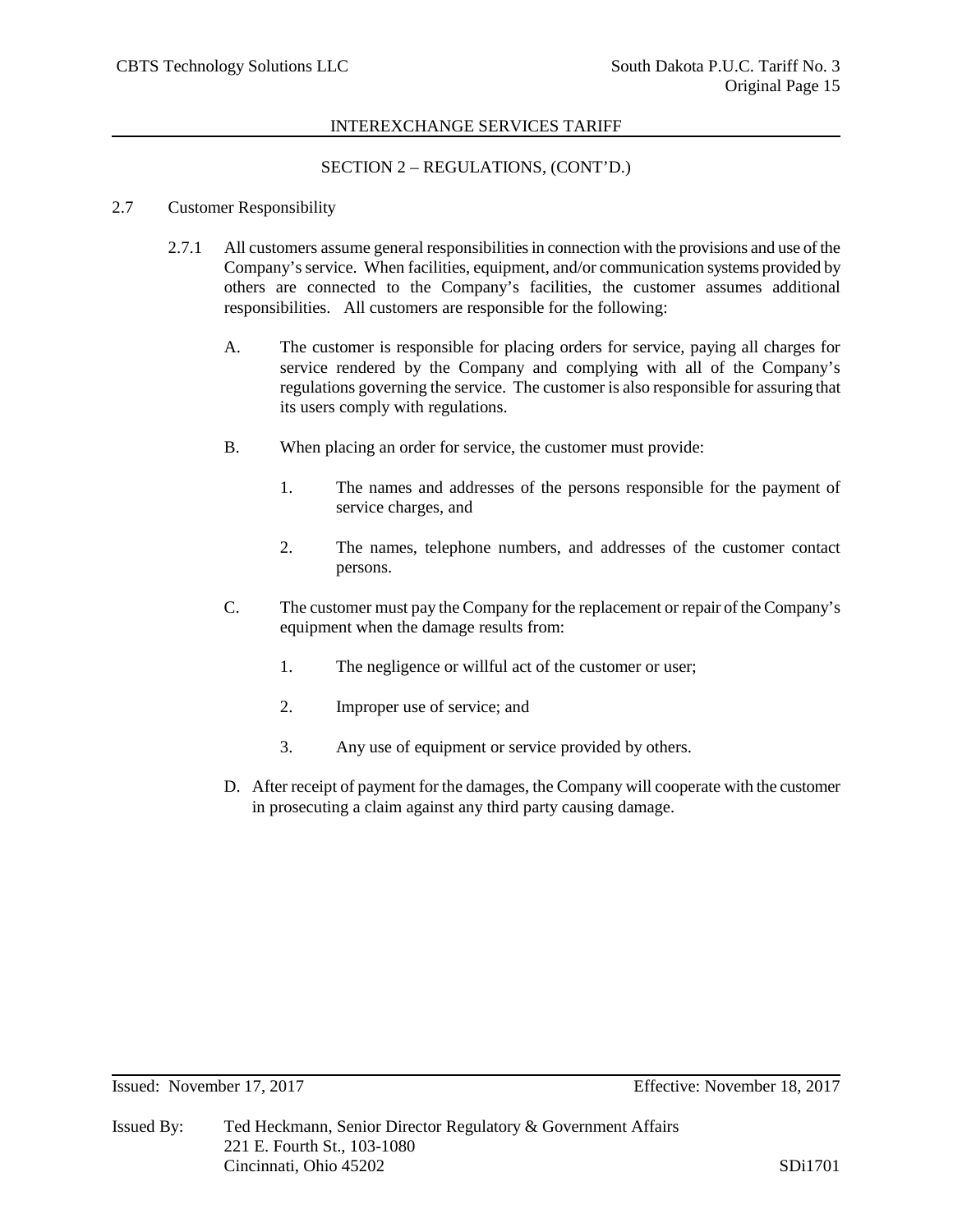## SECTION 2 – REGULATIONS, (CONT'D.)

2.7 Customer Responsibility

2.7.1 All customers assume general responsibilities in connection with the provisions and use of the Company's service. When facilities, equipment, and/or communication systems provided by others are connected to the Company's facilities, the customer assumes additional responsibilities. All customers are responsible for the following:

A. The customer is responsible for placing orders for service, paying all charges for service rendered by the Company and complying with all of the Company's regulations governing the service. The customer is also responsible for assuring that its users comply with regulations.

B. When placing an order for service, the customer must provide:

1. The names and addresses of the persons responsible for the payment of service charges, and

2. The names, telephone numbers, and addresses of the customer contact persons.

C. The customer must pay the Company for the replacement or repair of the Company's equipment when the damage results from:

1. The negligence or willful act of the customer or user;

2. Improper use of service; and

3. Any use of equipment or service provided by others.

D. After receipt of payment for the damages, the Company will cooperate with the customer in prosecuting a claim against any third party causing damage.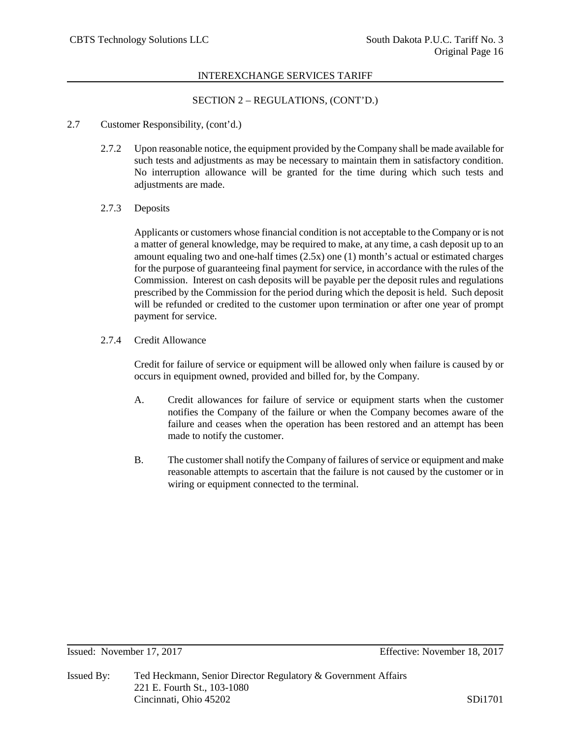## SECTION 2 – REGULATIONS, (CONT'D.)

2.7 Customer Responsibility, (cont'd.)

2.7.2 Upon reasonable notice, the equipment provided by the Company shall be made available for such tests and adjustments as may be necessary to maintain them in satisfactory condition. No interruption allowance will be granted for the time during which such tests and adjustments are made.

2.7.3 Deposits

Applicants or customers whose financial condition is not acceptable to the Company or is not a matter of general knowledge, may be required to make, at any time, a cash deposit up to an amount equaling two and one-half times (2.5x) one (1) month's actual or estimated charges for the purpose of guaranteeing final payment for service, in accordance with the rules of the Commission. Interest on cash deposits will be payable per the deposit rules and regulations prescribed by the Commission for the period during which the deposit is held. Such deposit will be refunded or credited to the customer upon termination or after one year of prompt payment for service.

2.7.4 Credit Allowance

Credit for failure of service or equipment will be allowed only when failure is caused by or occurs in equipment owned, provided and billed for, by the Company.

A. Credit allowances for failure of service or equipment starts when the customer notifies the Company of the failure or when the Company becomes aware of the failure and ceases when the operation has been restored and an attempt has been made to notify the customer.

B. The customer shall notify the Company of failures of service or equipment and make reasonable attempts to ascertain that the failure is not caused by the customer or in wiring or equipment connected to the terminal.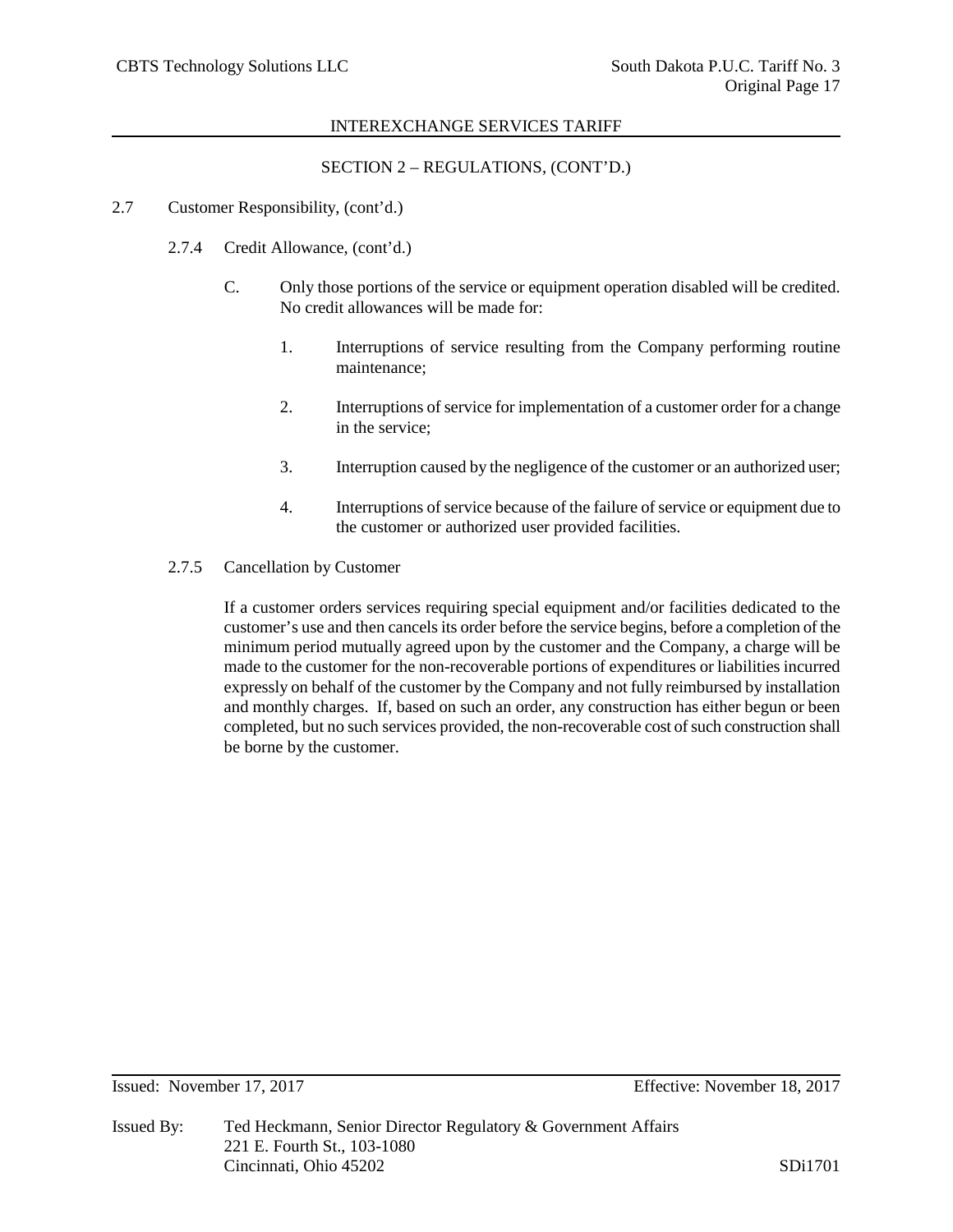## SECTION 2 – REGULATIONS, (CONT'D.)

2.7 Customer Responsibility, (cont'd.)

2.7.4 Credit Allowance, (cont'd.)

C. Only those portions of the service or equipment operation disabled will be credited. No credit allowances will be made for:

1. Interruptions of service resulting from the Company performing routine maintenance;

2. Interruptions of service for implementation of a customer order for a change in the service;

3. Interruption caused by the negligence of the customer or an authorized user;

4. Interruptions of service because of the failure of service or equipment due to the customer or authorized user provided facilities.

2.7.5 Cancellation by Customer

If a customer orders services requiring special equipment and/or facilities dedicated to the customer's use and then cancels its order before the service begins, before a completion of the minimum period mutually agreed upon by the customer and the Company, a charge will be made to the customer for the non-recoverable portions of expenditures or liabilities incurred expressly on behalf of the customer by the Company and not fully reimbursed by installation and monthly charges. If, based on such an order, any construction has either begun or been completed, but no such services provided, the non-recoverable cost of such construction shall be borne by the customer.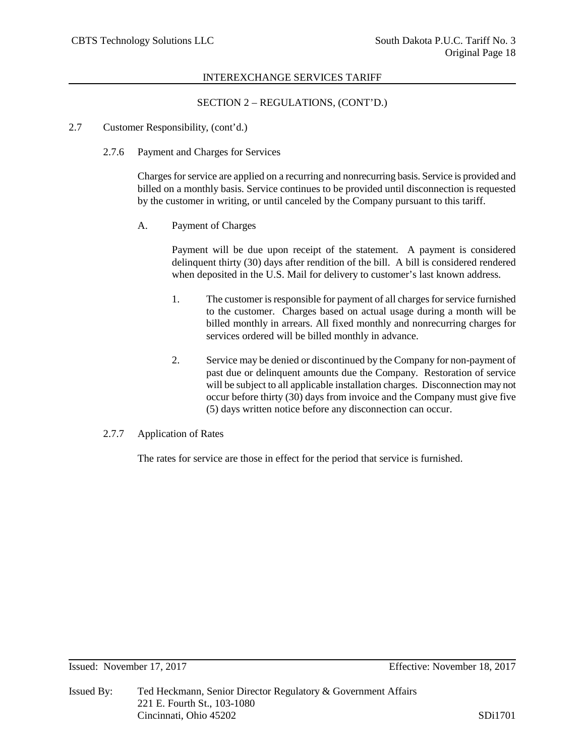## SECTION 2 – REGULATIONS, (CONT'D.)

2.7 Customer Responsibility, (cont'd.)

2.7.6 Payment and Charges for Services

Charges for service are applied on a recurring and nonrecurring basis. Service is provided and billed on a monthly basis. Service continues to be provided until disconnection is requested by the customer in writing, or until canceled by the Company pursuant to this tariff.

A. Payment of Charges

Payment will be due upon receipt of the statement. A payment is considered delinquent thirty (30) days after rendition of the bill. A bill is considered rendered when deposited in the U.S. Mail for delivery to customer's last known address.

1. The customer is responsible for payment of all charges for service furnished to the customer. Charges based on actual usage during a month will be billed monthly in arrears. All fixed monthly and nonrecurring charges for services ordered will be billed monthly in advance.

2. Service may be denied or discontinued by the Company for non-payment of past due or delinquent amounts due the Company. Restoration of service will be subject to all applicable installation charges. Disconnection may not occur before thirty (30) days from invoice and the Company must give five (5) days written notice before any disconnection can occur.

2.7.7 Application of Rates

The rates for service are those in effect for the period that service is furnished.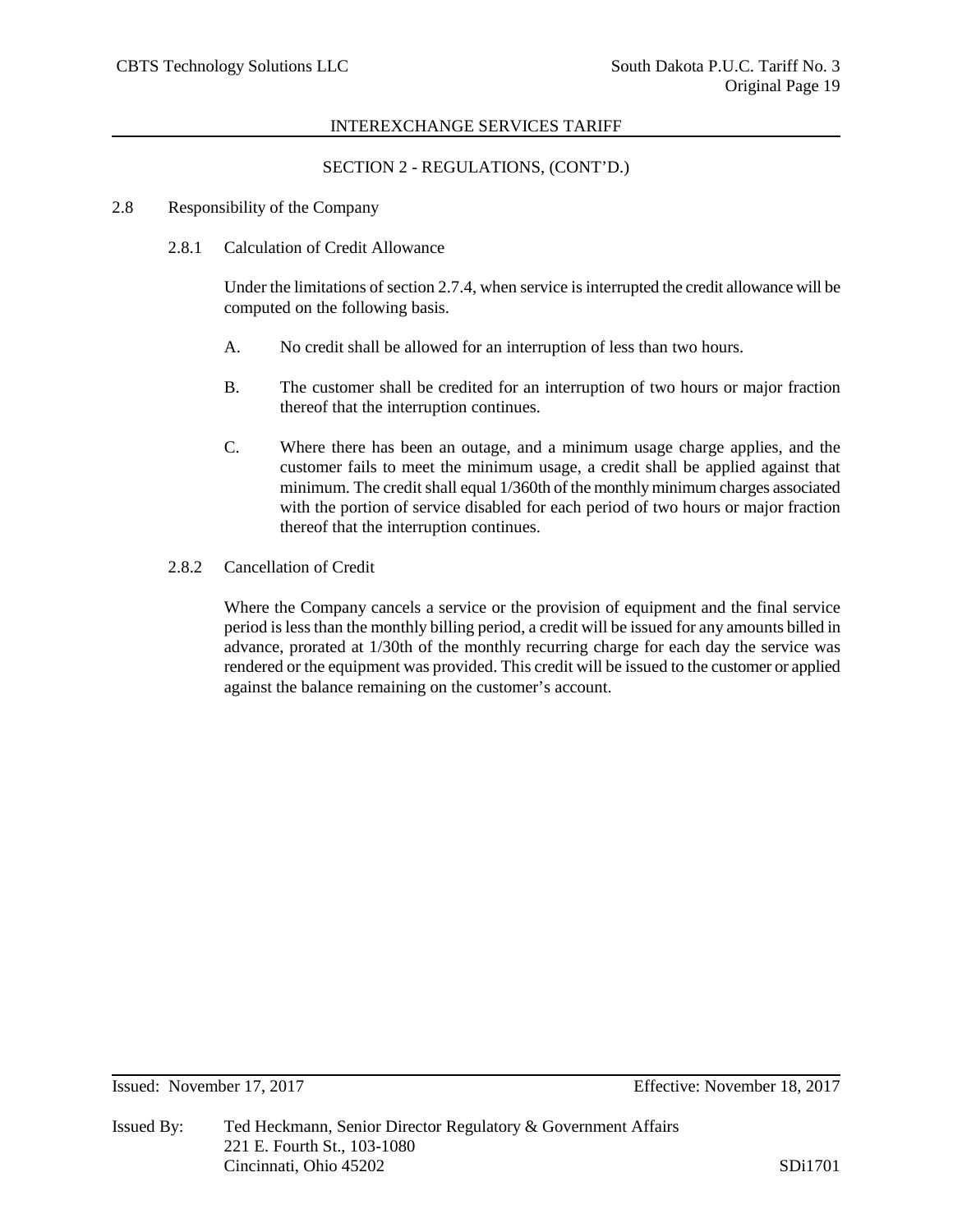## SECTION 2 - REGULATIONS, (CONT'D.)

### 2.8 Responsibility of the Company

#### 2.8.1 Calculation of Credit Allowance

Under the limitations of section 2.7.4, when service is interrupted the credit allowance will be computed on the following basis.

A. No credit shall be allowed for an interruption of less than two hours.

B. The customer shall be credited for an interruption of two hours or major fraction thereof that the interruption continues.

C. Where there has been an outage, and a minimum usage charge applies, and the customer fails to meet the minimum usage, a credit shall be applied against that minimum. The credit shall equal 1/360th of the monthly minimum charges associated with the portion of service disabled for each period of two hours or major fraction thereof that the interruption continues.

#### 2.8.2 Cancellation of Credit

Where the Company cancels a service or the provision of equipment and the final service period is less than the monthly billing period, a credit will be issued for any amounts billed in advance, prorated at 1/30th of the monthly recurring charge for each day the service was rendered or the equipment was provided. This credit will be issued to the customer or applied against the balance remaining on the customer's account.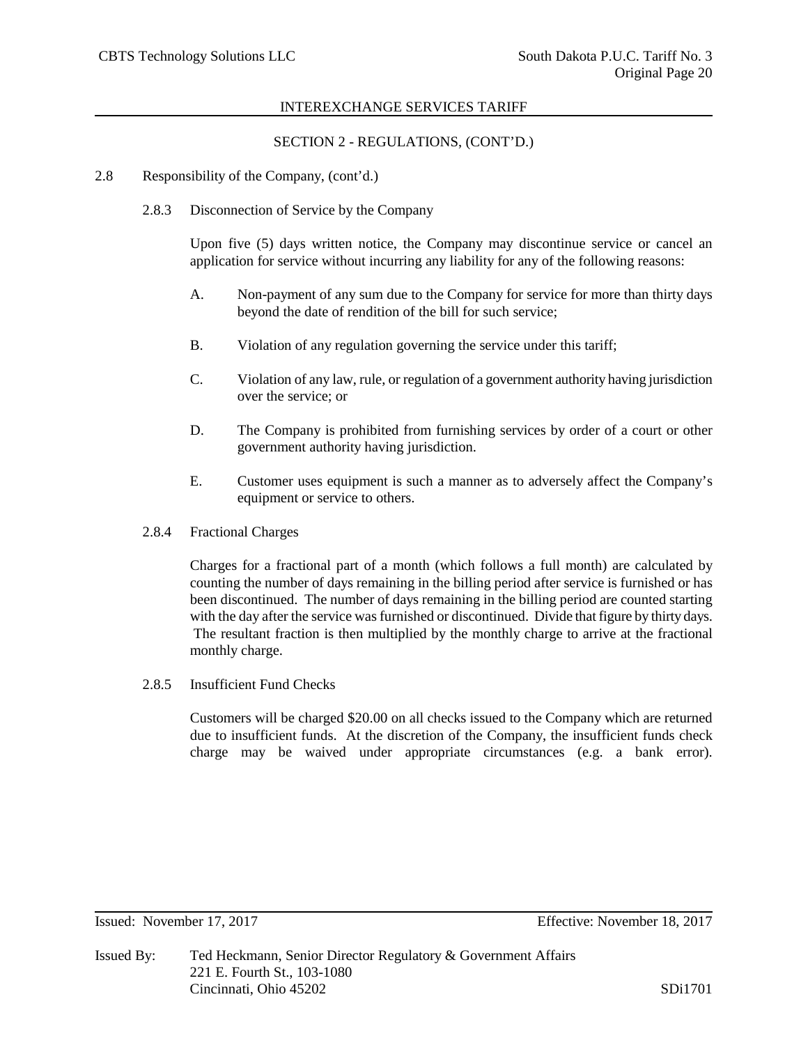## SECTION 2 - REGULATIONS, (CONT'D.)

2.8 Responsibility of the Company, (cont'd.)

### 2.8.3 Disconnection of Service by the Company

Upon five (5) days written notice, the Company may discontinue service or cancel an application for service without incurring any liability for any of the following reasons:

A. Non-payment of any sum due to the Company for service for more than thirty days beyond the date of rendition of the bill for such service;

B. Violation of any regulation governing the service under this tariff;

C. Violation of any law, rule, or regulation of a government authority having jurisdiction over the service; or

D. The Company is prohibited from furnishing services by order of a court or other government authority having jurisdiction.

E. Customer uses equipment is such a manner as to adversely affect the Company's equipment or service to others.

### 2.8.4 Fractional Charges

Charges for a fractional part of a month (which follows a full month) are calculated by counting the number of days remaining in the billing period after service is furnished or has been discontinued. The number of days remaining in the billing period are counted starting with the day after the service was furnished or discontinued. Divide that figure by thirty days. The resultant fraction is then multiplied by the monthly charge to arrive at the fractional monthly charge.

### 2.8.5 Insufficient Fund Checks

Customers will be charged $20.00 on all checks issued to the Company which are returned due to insufficient funds. At the discretion of the Company, the insufficient funds check charge may be waived under appropriate circumstances (e.g. a bank error).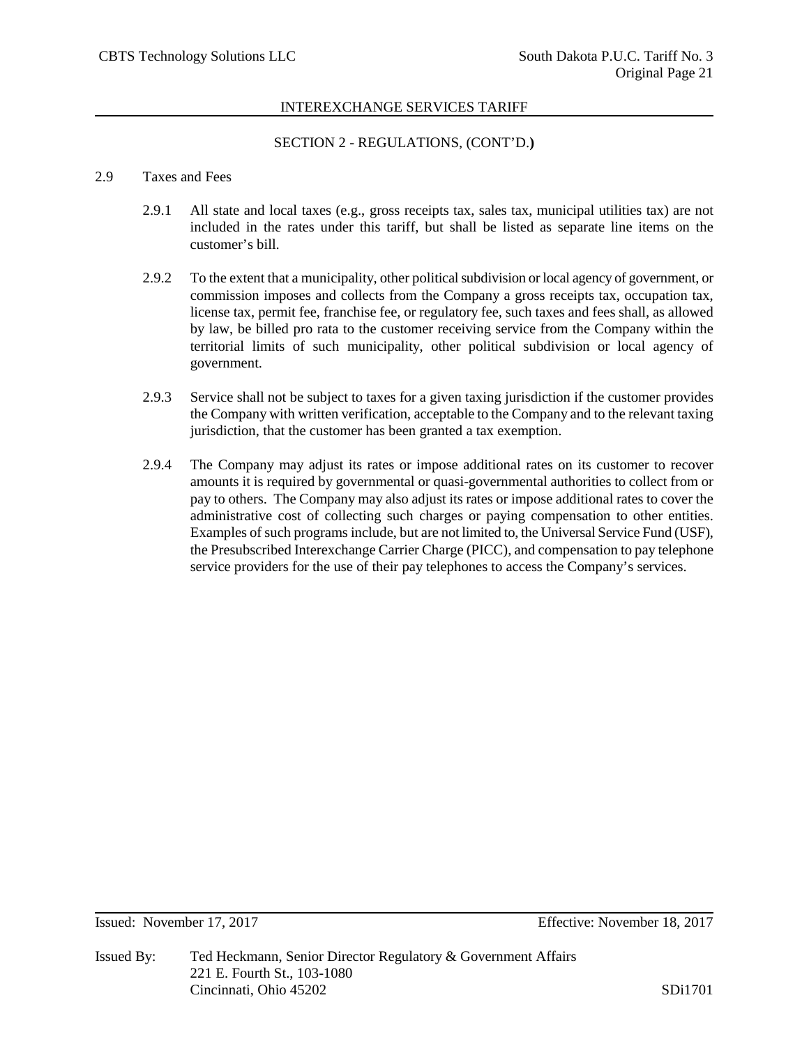## SECTION 2 - REGULATIONS, (CONT'D.)

2.9 Taxes and Fees

2.9.1 All state and local taxes (e.g., gross receipts tax, sales tax, municipal utilities tax) are not included in the rates under this tariff, but shall be listed as separate line items on the customer's bill.

2.9.2 To the extent that a municipality, other political subdivision or local agency of government, or commission imposes and collects from the Company a gross receipts tax, occupation tax, license tax, permit fee, franchise fee, or regulatory fee, such taxes and fees shall, as allowed by law, be billed pro rata to the customer receiving service from the Company within the territorial limits of such municipality, other political subdivision or local agency of government.

2.9.3 Service shall not be subject to taxes for a given taxing jurisdiction if the customer provides the Company with written verification, acceptable to the Company and to the relevant taxing jurisdiction, that the customer has been granted a tax exemption.

2.9.4 The Company may adjust its rates or impose additional rates on its customer to recover amounts it is required by governmental or quasi-governmental authorities to collect from or pay to others. The Company may also adjust its rates or impose additional rates to cover the administrative cost of collecting such charges or paying compensation to other entities. Examples of such programs include, but are not limited to, the Universal Service Fund (USF), the Presubscribed Interexchange Carrier Charge (PICC), and compensation to pay telephone service providers for the use of their pay telephones to access the Company's services.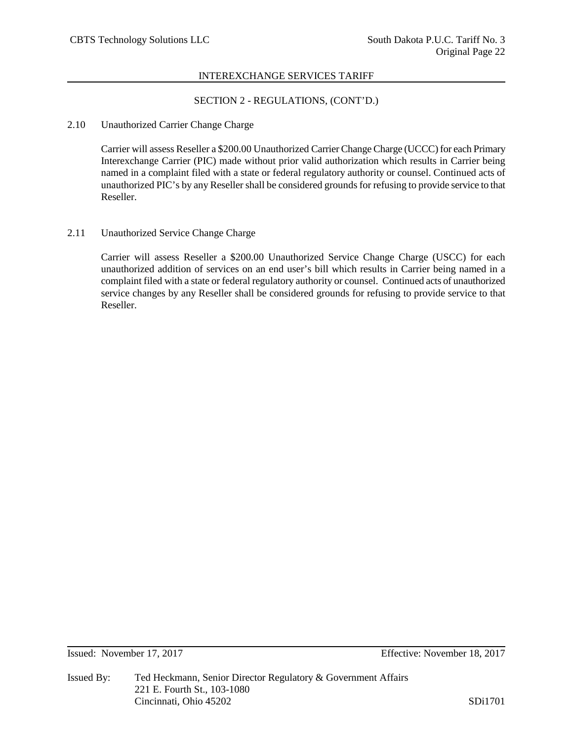## SECTION 2 - REGULATIONS, (CONT'D.)

### 2.10 Unauthorized Carrier Change Charge

Carrier will assess Reseller a $200.00 Unauthorized Carrier Change Charge (UCCC) for each Primary Interexchange Carrier (PIC) made without prior valid authorization which results in Carrier being named in a complaint filed with a state or federal regulatory authority or counsel. Continued acts of unauthorized PIC's by any Reseller shall be considered grounds for refusing to provide service to that Reseller.

### 2.11 Unauthorized Service Change Charge

Carrier will assess Reseller a $200.00 Unauthorized Service Change Charge (USCC) for each unauthorized addition of services on an end user's bill which results in Carrier being named in a complaint filed with a state or federal regulatory authority or counsel. Continued acts of unauthorized service changes by any Reseller shall be considered grounds for refusing to provide service to that Reseller.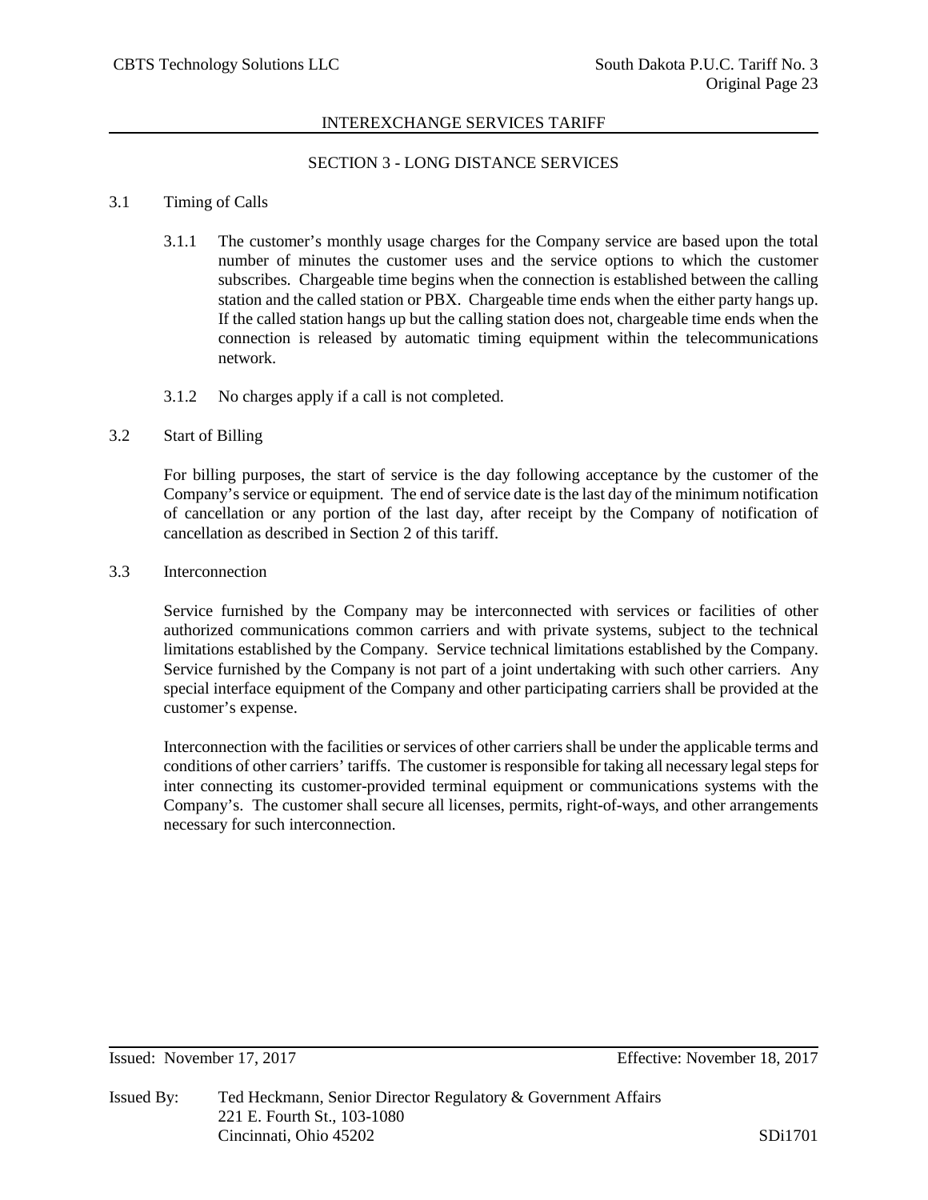## SECTION 3 - LONG DISTANCE SERVICES

### 3.1 Timing of Calls

3.1.1 The customer's monthly usage charges for the Company service are based upon the total number of minutes the customer uses and the service options to which the customer subscribes. Chargeable time begins when the connection is established between the calling station and the called station or PBX. Chargeable time ends when the either party hangs up. If the called station hangs up but the calling station does not, chargeable time ends when the connection is released by automatic timing equipment within the telecommunications network.

3.1.2 No charges apply if a call is not completed.

### 3.2 Start of Billing

For billing purposes, the start of service is the day following acceptance by the customer of the Company's service or equipment. The end of service date is the last day of the minimum notification of cancellation or any portion of the last day, after receipt by the Company of notification of cancellation as described in Section 2 of this tariff.

### 3.3 Interconnection

Service furnished by the Company may be interconnected with services or facilities of other authorized communications common carriers and with private systems, subject to the technical limitations established by the Company. Service technical limitations established by the Company. Service furnished by the Company is not part of a joint undertaking with such other carriers. Any special interface equipment of the Company and other participating carriers shall be provided at the customer's expense.

Interconnection with the facilities or services of other carriers shall be under the applicable terms and conditions of other carriers' tariffs. The customer is responsible for taking all necessary legal steps for inter connecting its customer-provided terminal equipment or communications systems with the Company's. The customer shall secure all licenses, permits, right-of-ways, and other arrangements necessary for such interconnection.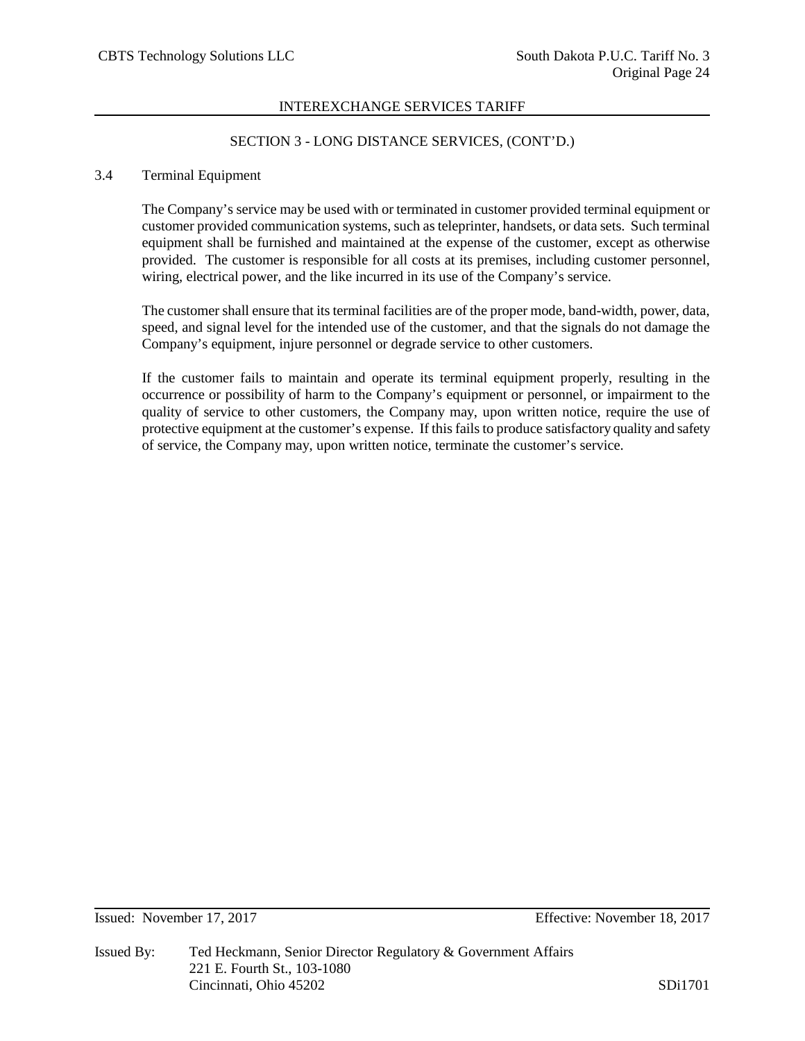## SECTION 3 - LONG DISTANCE SERVICES, (CONT'D.)

### 3.4 Terminal Equipment

The Company's service may be used with or terminated in customer provided terminal equipment or customer provided communication systems, such as teleprinter, handsets, or data sets. Such terminal equipment shall be furnished and maintained at the expense of the customer, except as otherwise provided. The customer is responsible for all costs at its premises, including customer personnel, wiring, electrical power, and the like incurred in its use of the Company's service.

The customer shall ensure that its terminal facilities are of the proper mode, band-width, power, data, speed, and signal level for the intended use of the customer, and that the signals do not damage the Company's equipment, injure personnel or degrade service to other customers.

If the customer fails to maintain and operate its terminal equipment properly, resulting in the occurrence or possibility of harm to the Company's equipment or personnel, or impairment to the quality of service to other customers, the Company may, upon written notice, require the use of protective equipment at the customer's expense. If this fails to produce satisfactory quality and safety of service, the Company may, upon written notice, terminate the customer's service.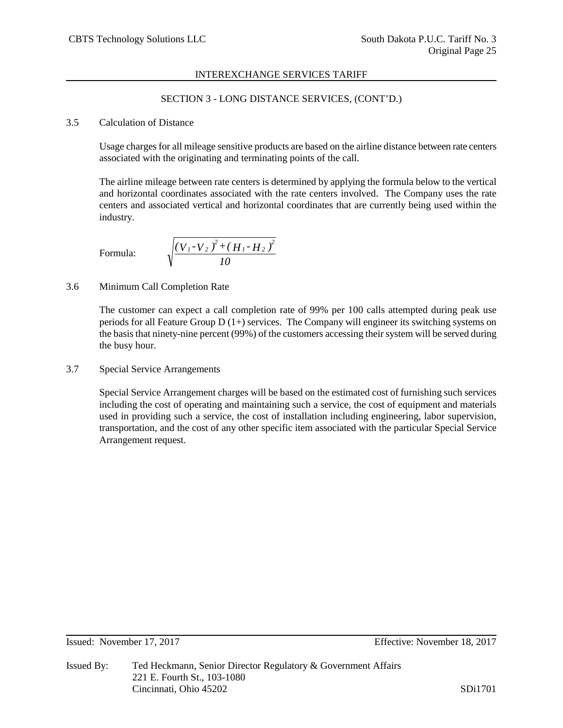## SECTION 3 - LONG DISTANCE SERVICES, (CONT'D.)

### 3.5 Calculation of Distance

Usage charges for all mileage sensitive products are based on the airline distance between rate centers associated with the originating and terminating points of the call.

The airline mileage between rate centers is determined by applying the formula below to the vertical and horizontal coordinates associated with the rate centers involved. The Company uses the rate centers and associated vertical and horizontal coordinates that are currently being used within the industry.

Formula:

$$\sqrt{\frac{(V_1 - V_2)^2 + (H_1 - H_2)^2}{10}}$$

### 3.6 Minimum Call Completion Rate

The customer can expect a call completion rate of 99% per 100 calls attempted during peak use periods for all Feature Group D (1+) services. The Company will engineer its switching systems on the basis that ninety-nine percent (99%) of the customers accessing their system will be served during the busy hour.

### 3.7 Special Service Arrangements

Special Service Arrangement charges will be based on the estimated cost of furnishing such services including the cost of operating and maintaining such a service, the cost of equipment and materials used in providing such a service, the cost of installation including engineering, labor supervision, transportation, and the cost of any other specific item associated with the particular Special Service Arrangement request.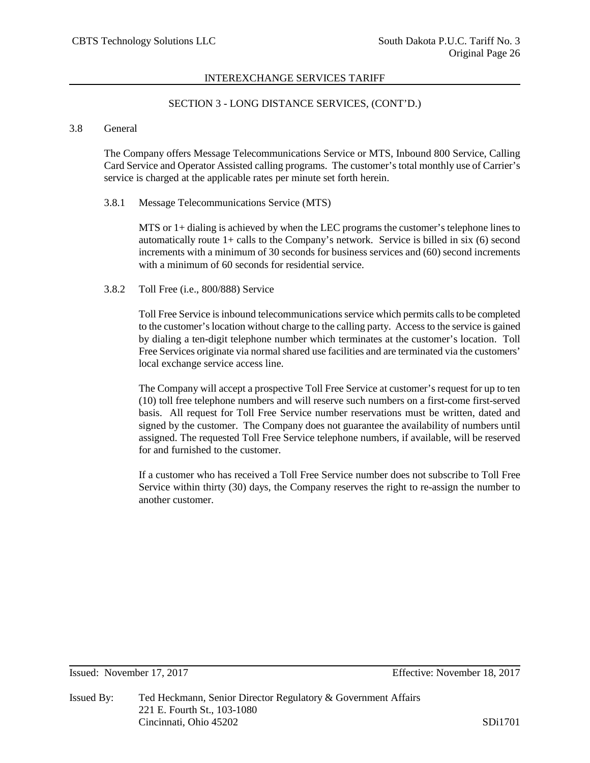## SECTION 3 - LONG DISTANCE SERVICES, (CONT'D.)

### 3.8 General

The Company offers Message Telecommunications Service or MTS, Inbound 800 Service, Calling Card Service and Operator Assisted calling programs. The customer's total monthly use of Carrier's service is charged at the applicable rates per minute set forth herein.

#### 3.8.1 Message Telecommunications Service (MTS)

MTS or 1+ dialing is achieved by when the LEC programs the customer's telephone lines to automatically route 1+ calls to the Company's network. Service is billed in six (6) second increments with a minimum of 30 seconds for business services and (60) second increments with a minimum of 60 seconds for residential service.

#### 3.8.2 Toll Free (i.e., 800/888) Service

Toll Free Service is inbound telecommunications service which permits calls to be completed to the customer's location without charge to the calling party. Access to the service is gained by dialing a ten-digit telephone number which terminates at the customer's location. Toll Free Services originate via normal shared use facilities and are terminated via the customers' local exchange service access line.

The Company will accept a prospective Toll Free Service at customer's request for up to ten (10) toll free telephone numbers and will reserve such numbers on a first-come first-served basis. All request for Toll Free Service number reservations must be written, dated and signed by the customer. The Company does not guarantee the availability of numbers until assigned. The requested Toll Free Service telephone numbers, if available, will be reserved for and furnished to the customer.

If a customer who has received a Toll Free Service number does not subscribe to Toll Free Service within thirty (30) days, the Company reserves the right to re-assign the number to another customer.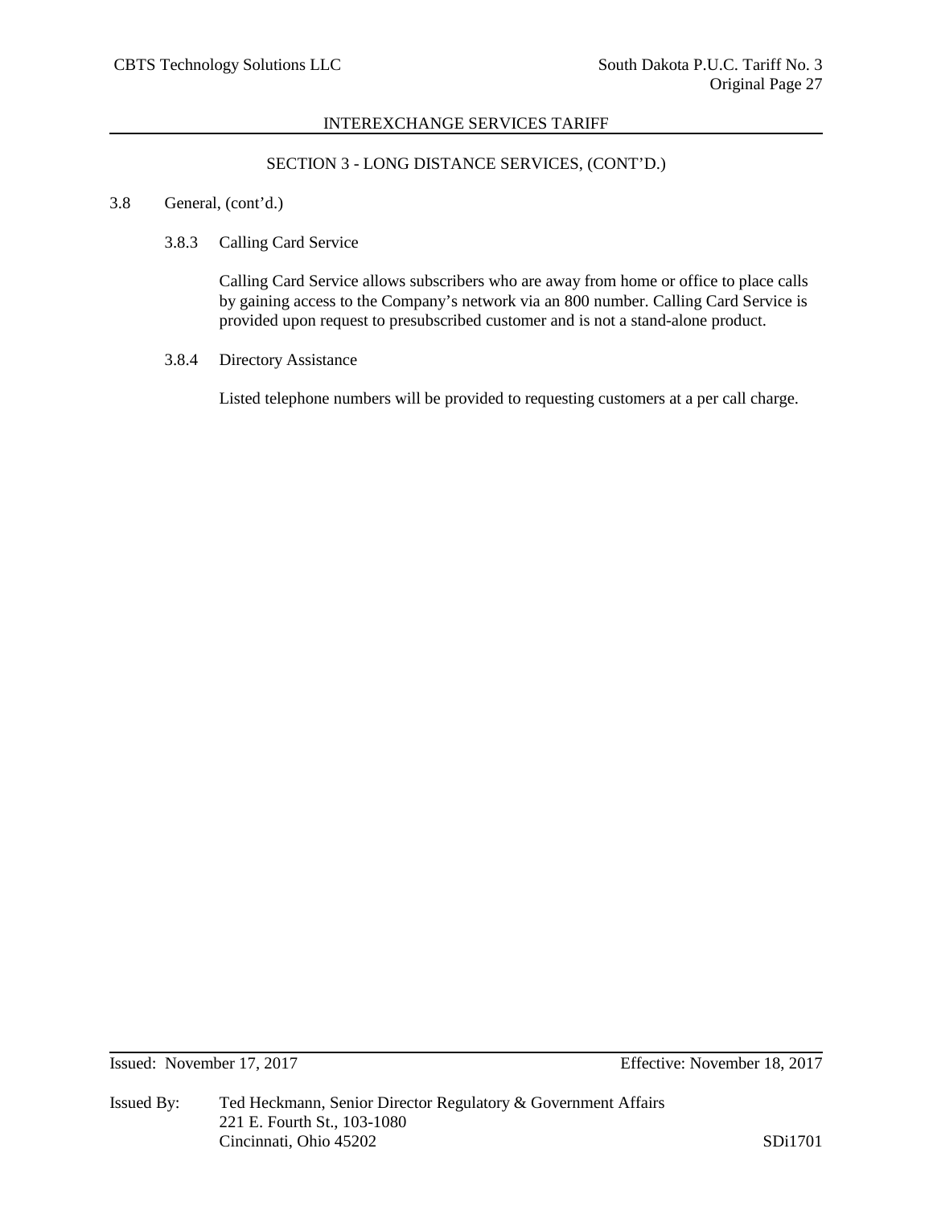## SECTION 3 - LONG DISTANCE SERVICES, (CONT'D.)

3.8 General, (cont'd.)

### 3.8.3 Calling Card Service

Calling Card Service allows subscribers who are away from home or office to place calls by gaining access to the Company's network via an 800 number. Calling Card Service is provided upon request to presubscribed customer and is not a stand-alone product.

### 3.8.4 Directory Assistance

Listed telephone numbers will be provided to requesting customers at a per call charge.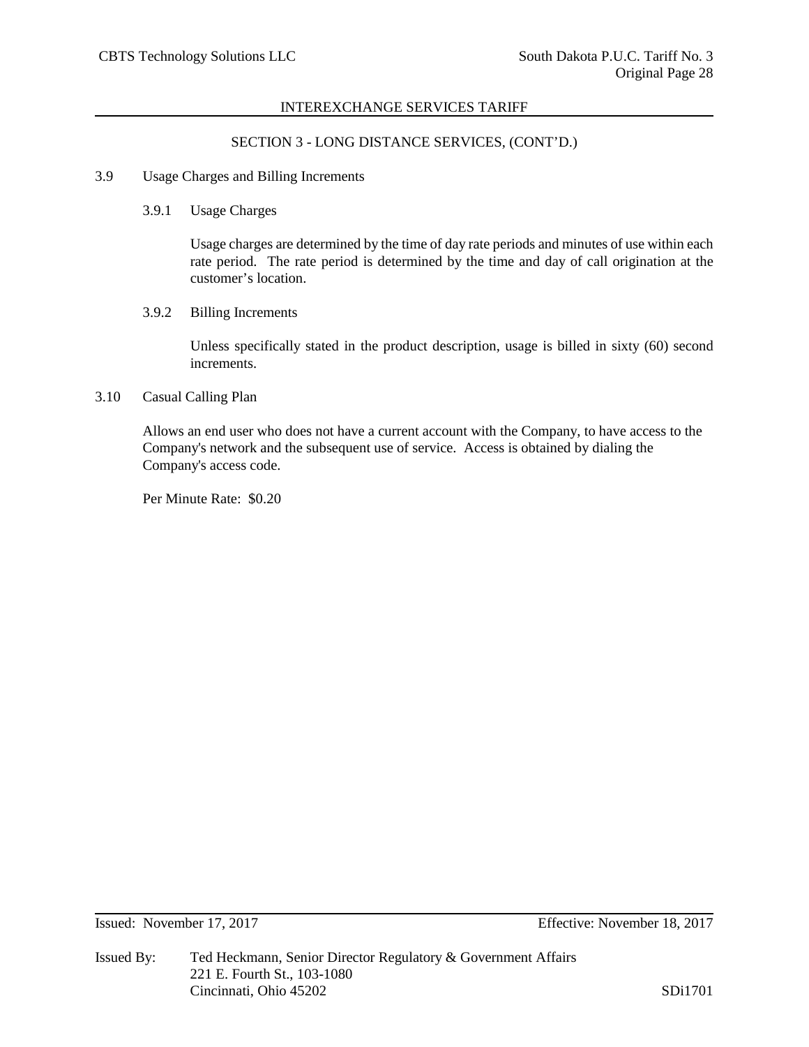## SECTION 3 - LONG DISTANCE SERVICES, (CONT'D.)

### 3.9 Usage Charges and Billing Increments

#### 3.9.1 Usage Charges

Usage charges are determined by the time of day rate periods and minutes of use within each rate period. The rate period is determined by the time and day of call origination at the customer's location.

#### 3.9.2 Billing Increments

Unless specifically stated in the product description, usage is billed in sixty (60) second increments.

### 3.10 Casual Calling Plan

Allows an end user who does not have a current account with the Company, to have access to the Company's network and the subsequent use of service. Access is obtained by dialing the Company's access code.

Per Minute Rate: $0.20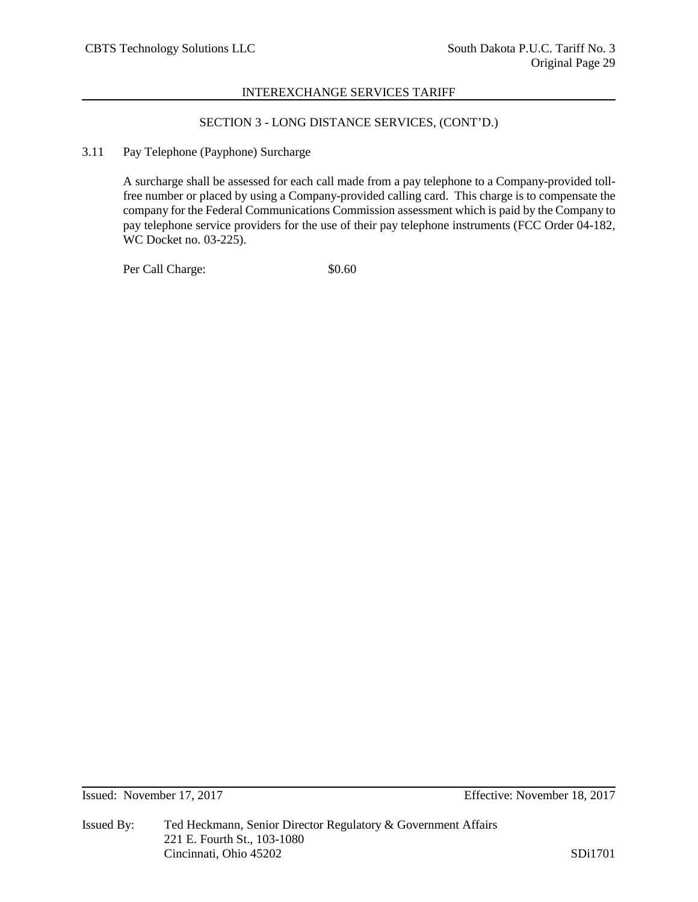SECTION 3 - LONG DISTANCE SERVICES, (CONT'D.)

3.11 Pay Telephone (Payphone) Surcharge

A surcharge shall be assessed for each call made from a pay telephone to a Company-provided toll-free number or placed by using a Company-provided calling card. This charge is to compensate the company for the Federal Communications Commission assessment which is paid by the Company to pay telephone service providers for the use of their pay telephone instruments (FCC Order 04-182, WC Docket no. 03-225).

Per Call Charge: $0.60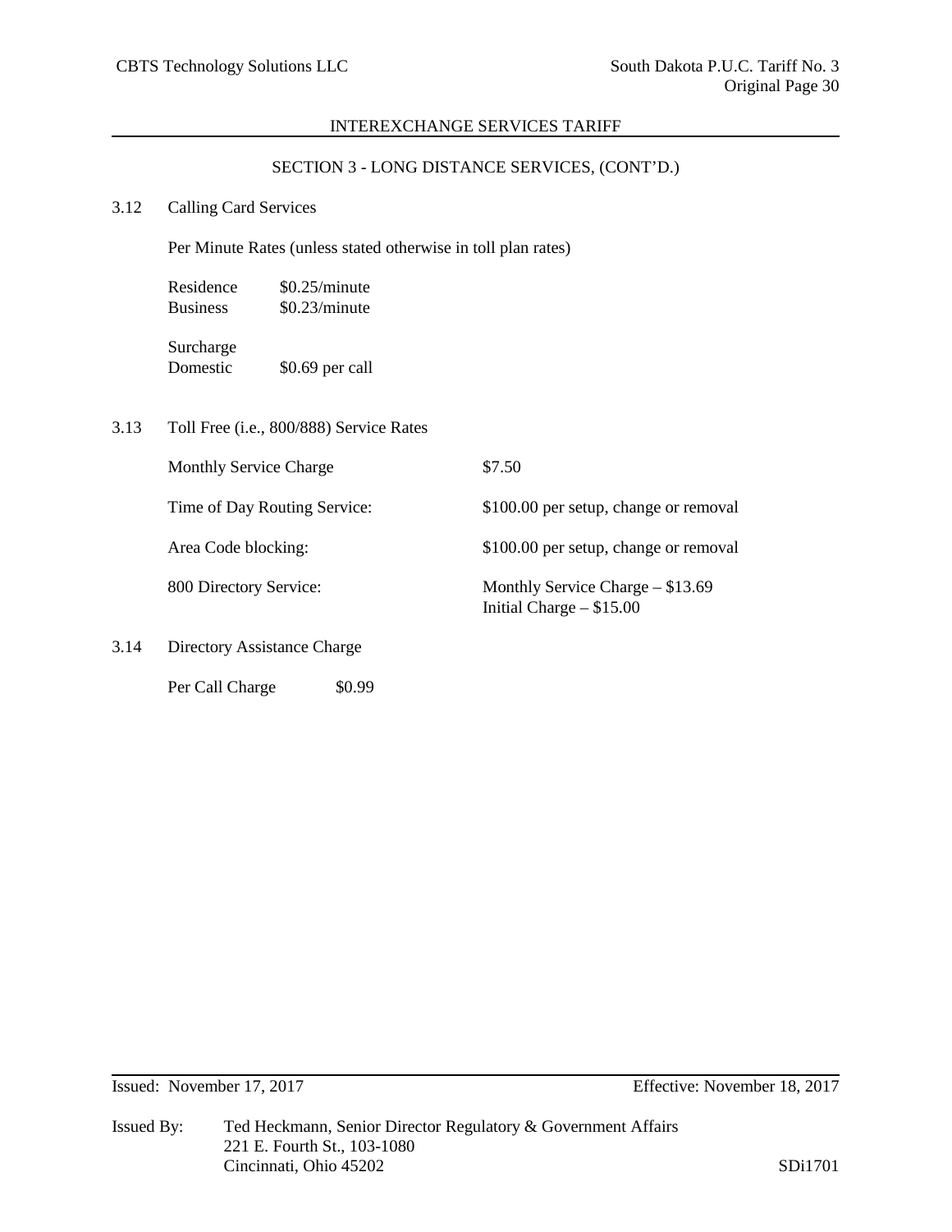## INTEREXCHANGE SERVICES TARIFF

### SECTION 3 - LONG DISTANCE SERVICES, (CONT'D.)

3.12 Calling Card Services

Per Minute Rates (unless stated otherwise in toll plan rates)

| | |
|---|---|
| Residence | \$0.25/minute |
| Business | \$0.23/minute |

Surcharge

| | |
|---|---|
| Domestic | \$0.69 per call |

3.13 Toll Free (i.e., 800/888) Service Rates

| | |
|---|---|
| Monthly Service Charge | \$7.50 |
| Time of Day Routing Service: | \$100.00 per setup, change or removal |
| Area Code blocking: | \$100.00 per setup, change or removal |
| 800 Directory Service: | Monthly Service Charge – \$13.69<br>Initial Charge – \$15.00 |

3.14 Directory Assistance Charge

| | |
|---|---|
| Per Call Charge | \$0.99 |

Issued: November 17, 2017 Effective: November 18, 2017

Issued By: Ted Heckmann, Senior Director Regulatory & Government Affairs
221 E. Fourth St., 103-1080
Cincinnati, Ohio 45202

SDi1701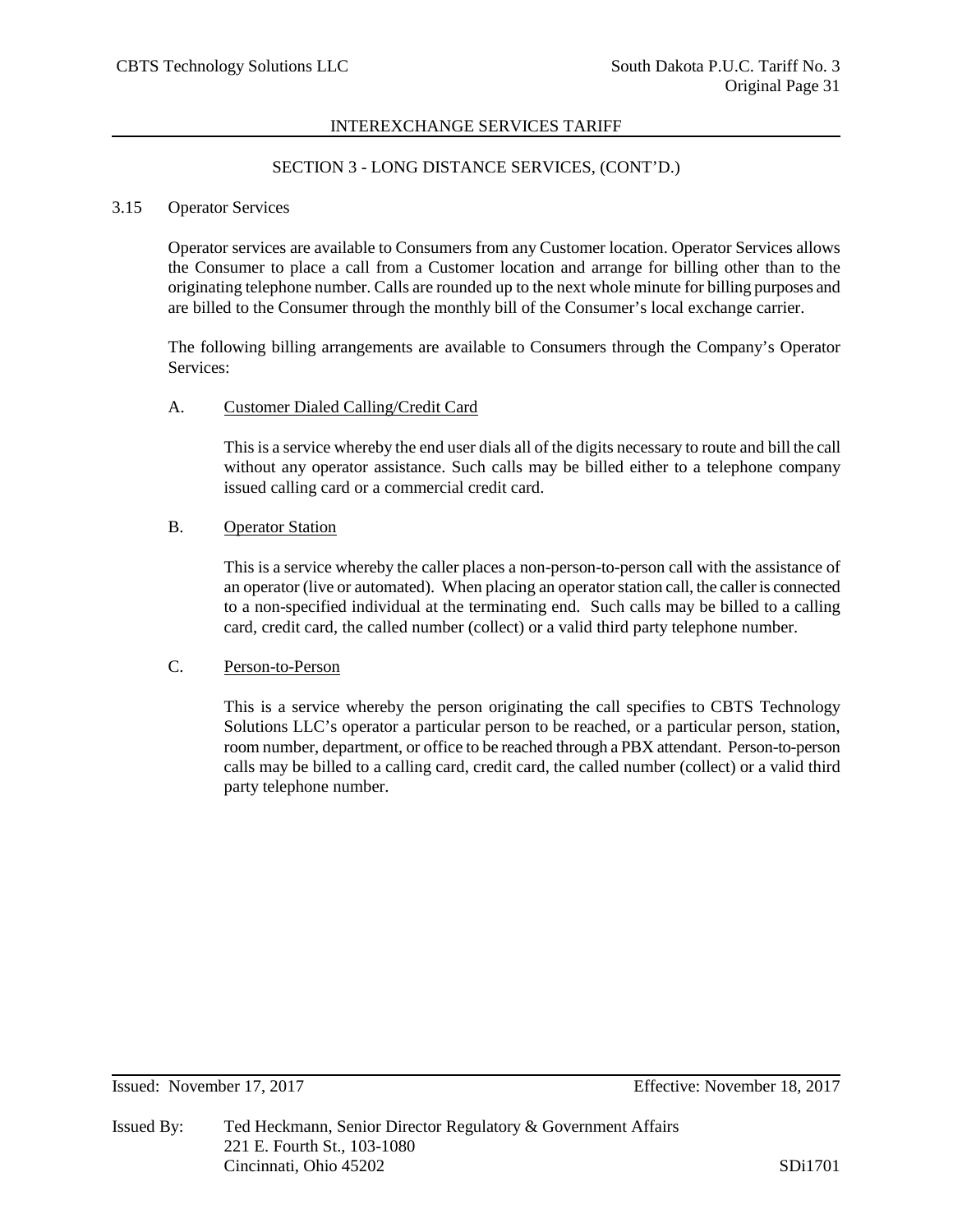## SECTION 3 - LONG DISTANCE SERVICES, (CONT'D.)

### 3.15 Operator Services

Operator services are available to Consumers from any Customer location. Operator Services allows the Consumer to place a call from a Customer location and arrange for billing other than to the originating telephone number. Calls are rounded up to the next whole minute for billing purposes and are billed to the Consumer through the monthly bill of the Consumer's local exchange carrier.

The following billing arrangements are available to Consumers through the Company's Operator Services:

A. Customer Dialed Calling/Credit Card

This is a service whereby the end user dials all of the digits necessary to route and bill the call without any operator assistance. Such calls may be billed either to a telephone company issued calling card or a commercial credit card.

B. Operator Station

This is a service whereby the caller places a non-person-to-person call with the assistance of an operator (live or automated). When placing an operator station call, the caller is connected to a non-specified individual at the terminating end. Such calls may be billed to a calling card, credit card, the called number (collect) or a valid third party telephone number.

C. Person-to-Person

This is a service whereby the person originating the call specifies to CBTS Technology Solutions LLC's operator a particular person to be reached, or a particular person, station, room number, department, or office to be reached through a PBX attendant. Person-to-person calls may be billed to a calling card, credit card, the called number (collect) or a valid third party telephone number.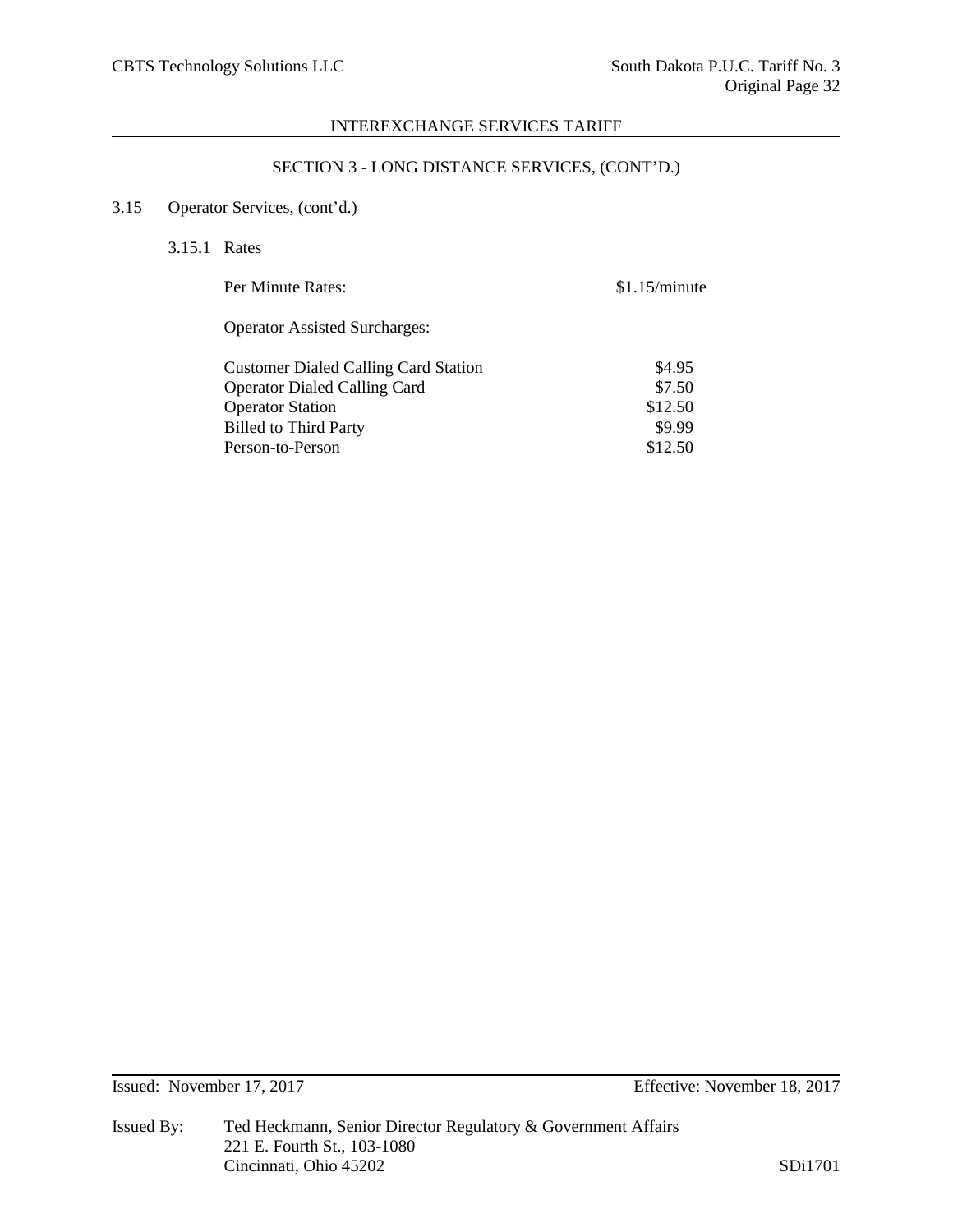## SECTION 3 - LONG DISTANCE SERVICES, (CONT'D.)

3.15 Operator Services, (cont'd.)

3.15.1 Rates

| | |
|---|---|
| Per Minute Rates: | $1.15/minute |
| Operator Assisted Surcharges: | |
| Customer Dialed Calling Card Station | $4.95 |
| Operator Dialed Calling Card | $7.50 |
| Operator Station | $12.50 |
| Billed to Third Party | $9.99 |
| Person-to-Person | $12.50 |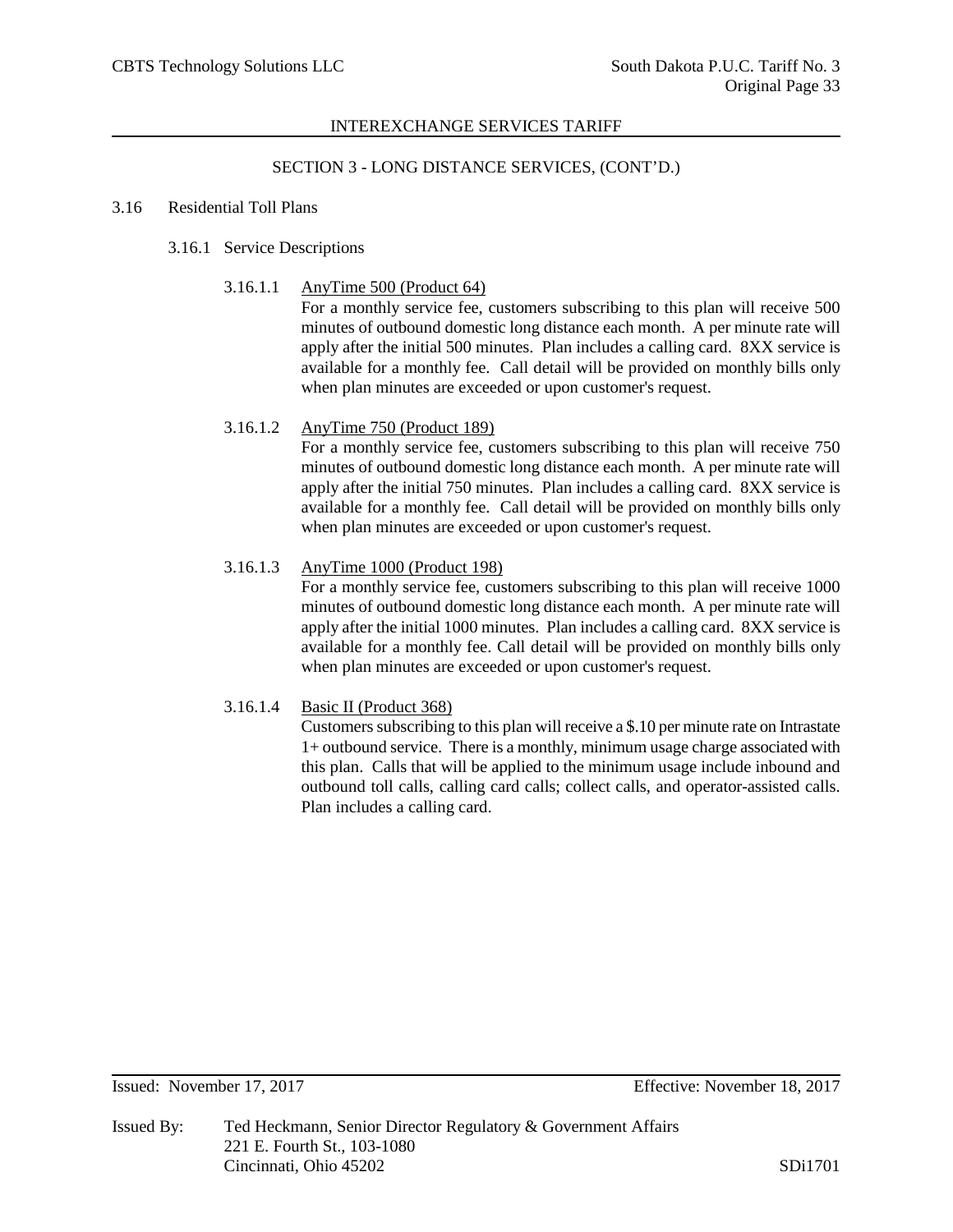## INTERZEXCHANGE SERVICES TARIFF

## SECTION 3 - LONG DISTANCE SERVICES, (CONT'D.)

### 3.16 Residential Toll Plans

#### 3.16.1 Service Descriptions

3.16.1.1 AnyTime 500 (Product 64)

For a monthly service fee, customers subscribing to this plan will receive 500 minutes of outbound domestic long distance each month. A per minute rate will apply after the initial 500 minutes. Plan includes a calling card. 8XX service is available for a monthly fee. Call detail will be provided on monthly bills only when plan minutes are exceeded or upon customer's request.

3.16.1.2 AnyTime 750 (Product 189)

For a monthly service fee, customers subscribing to this plan will receive 750 minutes of outbound domestic long distance each month. A per minute rate will apply after the initial 750 minutes. Plan includes a calling card. 8XX service is available for a monthly fee. Call detail will be provided on monthly bills only when plan minutes are exceeded or upon customer's request.

3.16.1.3 AnyTime 1000 (Product 198)

For a monthly service fee, customers subscribing to this plan will receive 1000 minutes of outbound domestic long distance each month. A per minute rate will apply after the initial 1000 minutes. Plan includes a calling card. 8XX service is available for a monthly fee. Call detail will be provided on monthly bills only when plan minutes are exceeded or upon customer's request.

3.16.1.4 Basic II (Product 368)

Customers subscribing to this plan will receive a $.10 per minute rate on Intrastate 1+ outbound service. There is a monthly, minimum usage charge associated with this plan. Calls that will be applied to the minimum usage include inbound and outbound toll calls, calling card calls; collect calls, and operator-assisted calls. Plan includes a calling card.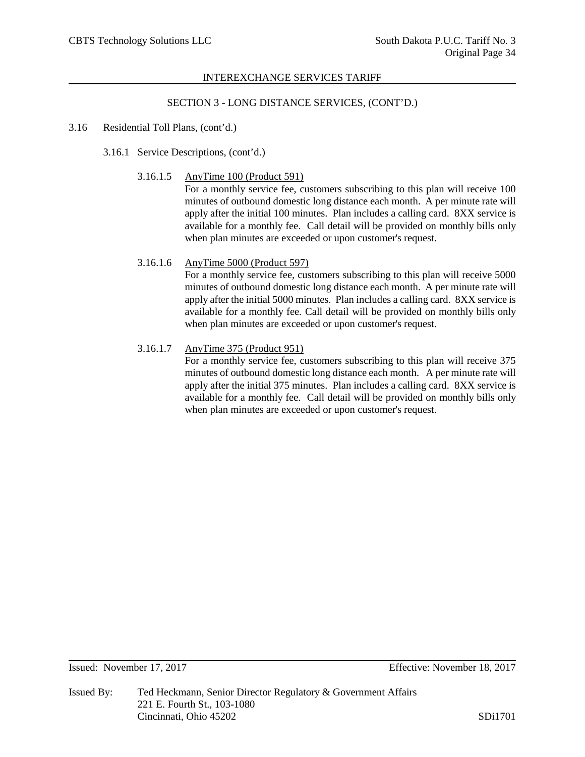SECTION 3 - LONG DISTANCE SERVICES, (CONT'D.)

3.16 Residential Toll Plans, (cont'd.)

3.16.1 Service Descriptions, (cont'd.)

3.16.1.5 AnyTime 100 (Product 591)

For a monthly service fee, customers subscribing to this plan will receive 100 minutes of outbound domestic long distance each month. A per minute rate will apply after the initial 100 minutes. Plan includes a calling card. 8XX service is available for a monthly fee. Call detail will be provided on monthly bills only when plan minutes are exceeded or upon customer's request.

3.16.1.6 AnyTime 5000 (Product 597)

For a monthly service fee, customers subscribing to this plan will receive 5000 minutes of outbound domestic long distance each month. A per minute rate will apply after the initial 5000 minutes. Plan includes a calling card. 8XX service is available for a monthly fee. Call detail will be provided on monthly bills only when plan minutes are exceeded or upon customer's request.

3.16.1.7 AnyTime 375 (Product 951)

For a monthly service fee, customers subscribing to this plan will receive 375 minutes of outbound domestic long distance each month. A per minute rate will apply after the initial 375 minutes. Plan includes a calling card. 8XX service is available for a monthly fee. Call detail will be provided on monthly bills only when plan minutes are exceeded or upon customer's request.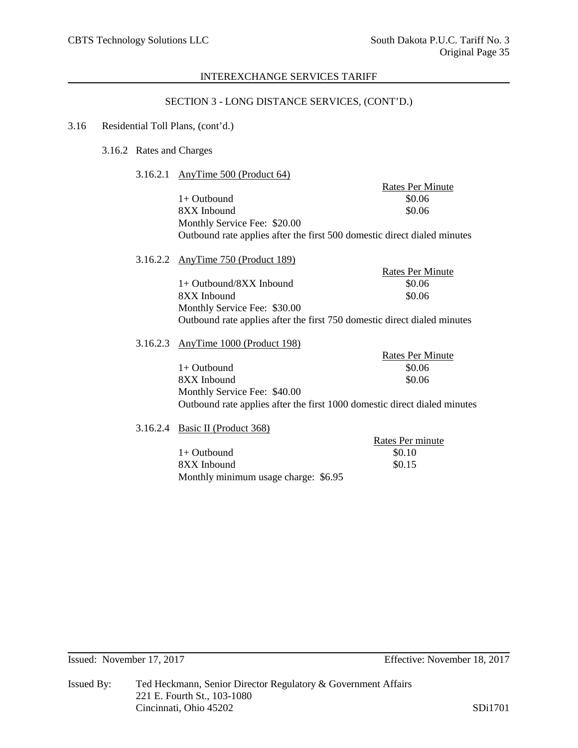INTEREXCHANGE SERVICES TARIFF

SECTION 3 - LONG DISTANCE SERVICES, (CONT'D.)

3.16 Residential Toll Plans, (cont'd.)

3.16.2 Rates and Charges

3.16.2.1 AnyTime 500 (Product 64)

| | Rates Per Minute |
|---|---|
| 1+ Outbound | $0.06 |
| 8XX Inbound | $0.06 |

Monthly Service Fee: $20.00

Outbound rate applies after the first 500 domestic direct dialed minutes

3.16.2.2 AnyTime 750 (Product 189)

| | Rates Per Minute |
|---|---|
| 1+ Outbound/8XX Inbound | $0.06 |
| 8XX Inbound | $0.06 |

Monthly Service Fee: $30.00

Outbound rate applies after the first 750 domestic direct dialed minutes

3.16.2.3 AnyTime 1000 (Product 198)

| | Rates Per Minute |
|---|---|
| 1+ Outbound | $0.06 |
| 8XX Inbound | $0.06 |

Monthly Service Fee: $40.00

Outbound rate applies after the first 1000 domestic direct dialed minutes

3.16.2.4 Basic II (Product 368)

| | Rates Per minute |
|---|---|
| 1+ Outbound | $0.10 |
| 8XX Inbound | $0.15 |

Monthly minimum usage charge: $6.95

Issued: November 17, 2017 Effective: November 18, 2017

Issued By: Ted Heckmann, Senior Director Regulatory & Government Affairs
221 E. Fourth St., 103-1080
Cincinnati, Ohio 45202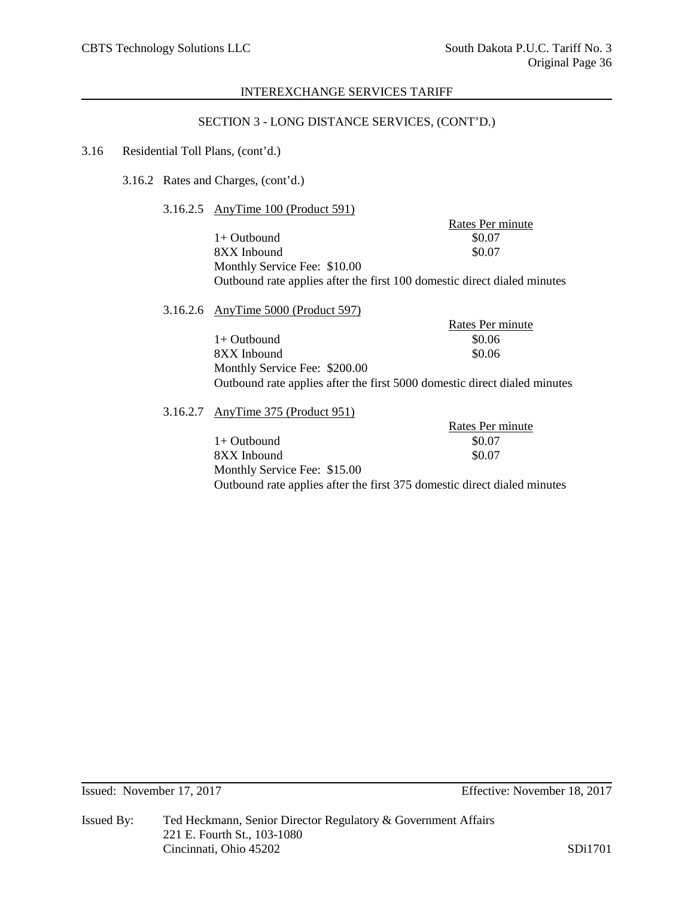## SECTION 3 - LONG DISTANCE SERVICES, (CONT'D.)

3.16 Residential Toll Plans, (cont'd.)

3.16.2 Rates and Charges, (cont'd.)

3.16.2.5 AnyTime 100 (Product 591)

| | Rates Per minute |
|---|---|
| 1+ Outbound | $0.07 |
| 8XX Inbound | $0.07 |

Monthly Service Fee: $10.00

Outbound rate applies after the first 100 domestic direct dialed minutes

3.16.2.6 AnyTime 5000 (Product 597)

| | Rates Per minute |
|---|---|
| 1+ Outbound | $0.06 |
| 8XX Inbound | $0.06 |

Monthly Service Fee: $200.00

Outbound rate applies after the first 5000 domestic direct dialed minutes

3.16.2.7 AnyTime 375 (Product 951)

| | Rates Per minute |
|---|---|
| 1+ Outbound | $0.07 |
| 8XX Inbound | $0.07 |

Monthly Service Fee: $15.00

Outbound rate applies after the first 375 domestic direct dialed minutes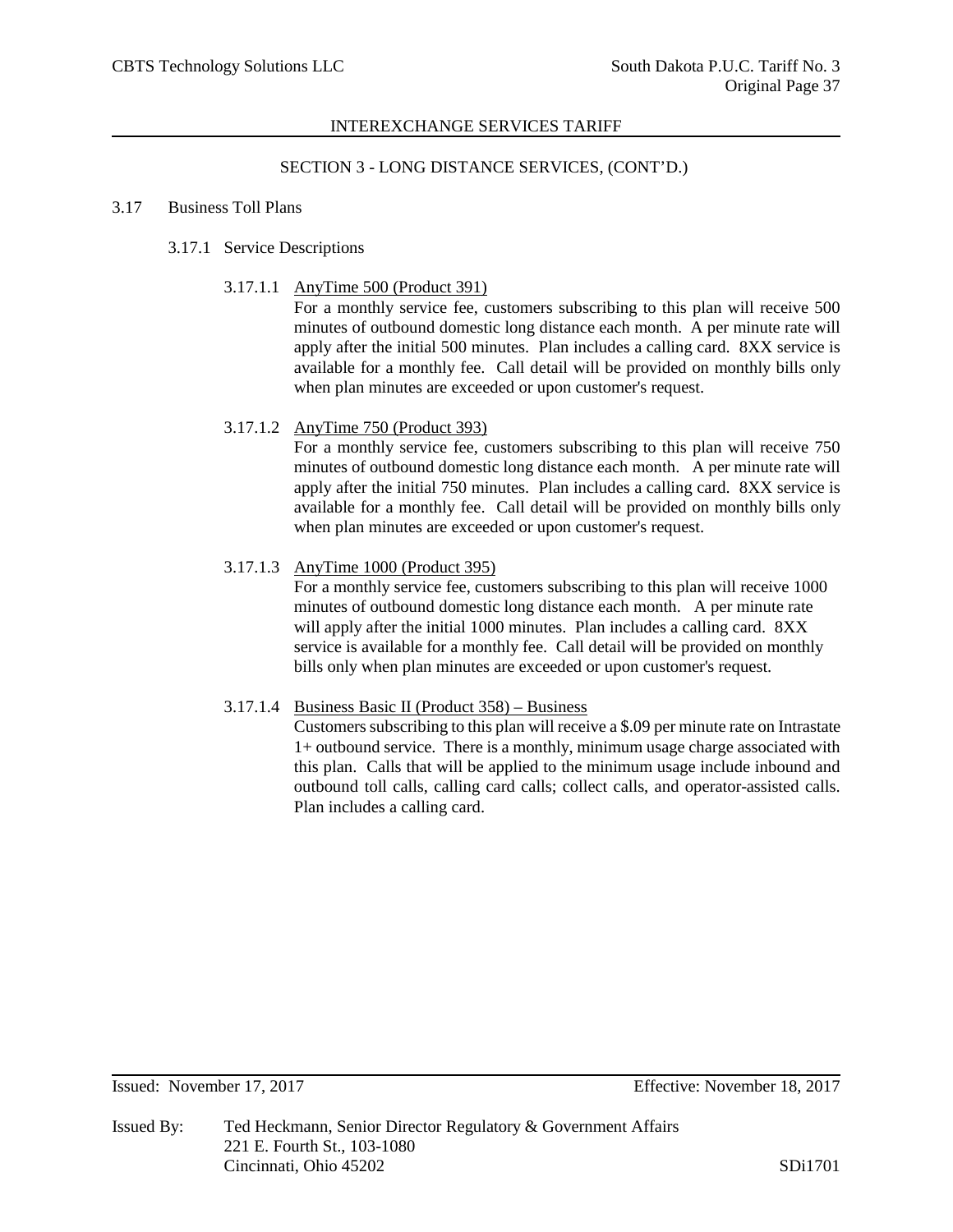## SECTION 3 - LONG DISTANCE SERVICES, (CONT'D.)

### 3.17 Business Toll Plans

#### 3.17.1 Service Descriptions

3.17.1.1 <u>AnyTime 500 (Product 391)</u>

For a monthly service fee, customers subscribing to this plan will receive 500 minutes of outbound domestic long distance each month. A per minute rate will apply after the initial 500 minutes. Plan includes a calling card. 8XX service is available for a monthly fee. Call detail will be provided on monthly bills only when plan minutes are exceeded or upon customer's request.

3.17.1.2 <u>AnyTime 750 (Product 393)</u>

For a monthly service fee, customers subscribing to this plan will receive 750 minutes of outbound domestic long distance each month. A per minute rate will apply after the initial 750 minutes. Plan includes a calling card. 8XX service is available for a monthly fee. Call detail will be provided on monthly bills only when plan minutes are exceeded or upon customer's request.

3.17.1.3 <u>AnyTime 1000 (Product 395)</u>

For a monthly service fee, customers subscribing to this plan will receive 1000 minutes of outbound domestic long distance each month. A per minute rate will apply after the initial 1000 minutes. Plan includes a calling card. 8XX service is available for a monthly fee. Call detail will be provided on monthly bills only when plan minutes are exceeded or upon customer's request.

3.17.1.4 <u>Business Basic II (Product 358) – Business</u>

Customers subscribing to this plan will receive a $.09 per minute rate on Intrastate 1+ outbound service. There is a monthly, minimum usage charge associated with this plan. Calls that will be applied to the minimum usage include inbound and outbound toll calls, calling card calls; collect calls, and operator-assisted calls. Plan includes a calling card.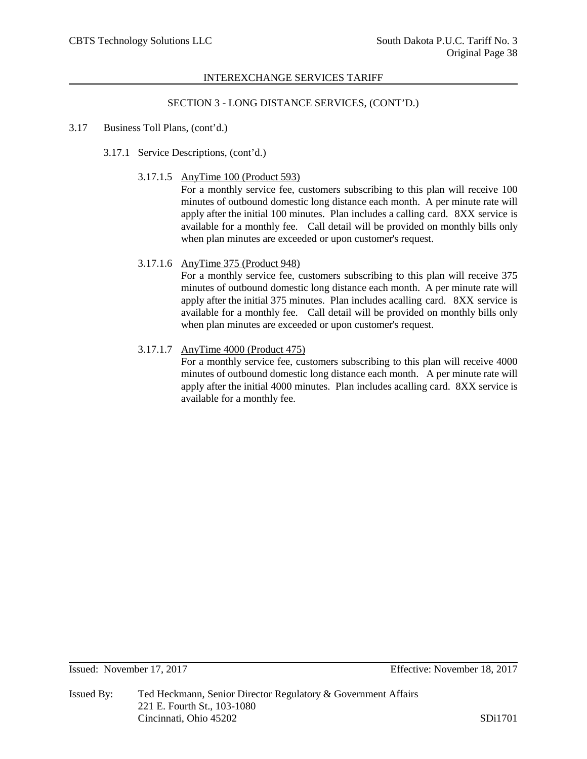INTEREXCHANGE SERVICES TARIFF

SECTION 3 - LONG DISTANCE SERVICES, (CONT'D.)

3.17 Business Toll Plans, (cont'd.)

3.17.1 Service Descriptions, (cont'd.)

3.17.1.5 AnyTime 100 (Product 593)

For a monthly service fee, customers subscribing to this plan will receive 100 minutes of outbound domestic long distance each month. A per minute rate will apply after the initial 100 minutes. Plan includes a calling card. 8XX service is available for a monthly fee. Call detail will be provided on monthly bills only when plan minutes are exceeded or upon customer's request.

3.17.1.6 AnyTime 375 (Product 948)

For a monthly service fee, customers subscribing to this plan will receive 375 minutes of outbound domestic long distance each month. A per minute rate will apply after the initial 375 minutes. Plan includes acalling card. 8XX service is available for a monthly fee. Call detail will be provided on monthly bills only when plan minutes are exceeded or upon customer's request.

3.17.1.7 AnyTime 4000 (Product 475)

For a monthly service fee, customers subscribing to this plan will receive 4000 minutes of outbound domestic long distance each month. A per minute rate will apply after the initial 4000 minutes. Plan includes acalling card. 8XX service is available for a monthly fee.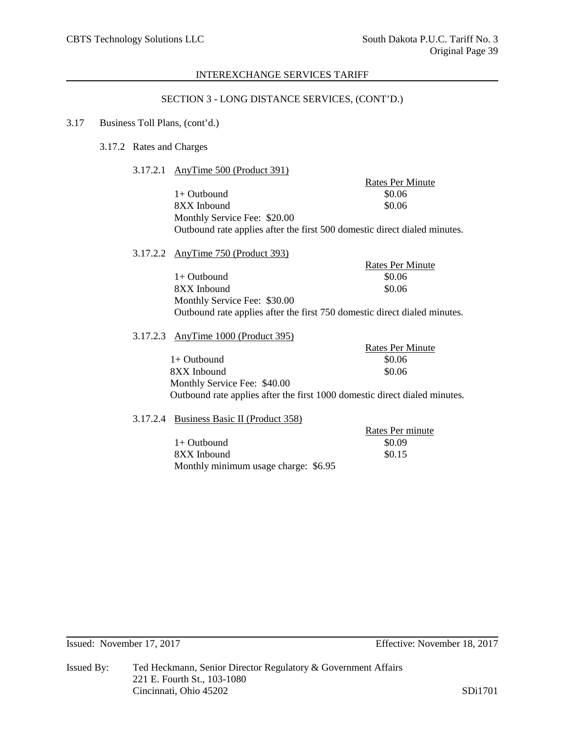INTEREXCHANGE SERVICES TARIFF

SECTION 3 - LONG DISTANCE SERVICES, (CONT'D.)

3.17 Business Toll Plans, (cont'd.)

3.17.2 Rates and Charges

3.17.2.1 AnyTime 500 (Product 391)

| | Rates Per Minute |
|---|---|
| 1+ Outbound | $0.06 |
| 8XX Inbound | $0.06 |

Monthly Service Fee: $20.00

Outbound rate applies after the first 500 domestic direct dialed minutes.

3.17.2.2 AnyTime 750 (Product 393)

| | Rates Per Minute |
|---|---|
| 1+ Outbound | $0.06 |
| 8XX Inbound | $0.06 |

Monthly Service Fee: $30.00

Outbound rate applies after the first 750 domestic direct dialed minutes.

3.17.2.3 AnyTime 1000 (Product 395)

| | Rates Per Minute |
|---|---|
| 1+ Outbound | $0.06 |
| 8XX Inbound | $0.06 |

Monthly Service Fee: $40.00

Outbound rate applies after the first 1000 domestic direct dialed minutes.

3.17.2.4 Business Basic II (Product 358)

| | Rates Per minute |
|---|---|
| 1+ Outbound | $0.09 |
| 8XX Inbound | $0.15 |

Monthly minimum usage charge: $6.95

Issued: November 17, 2017

Effective: November 18, 2017

Issued By: Ted Heckmann, Senior Director Regulatory & Government Affairs
221 E. Fourth St., 103-1080
Cincinnati, Ohio 45202

SDi1701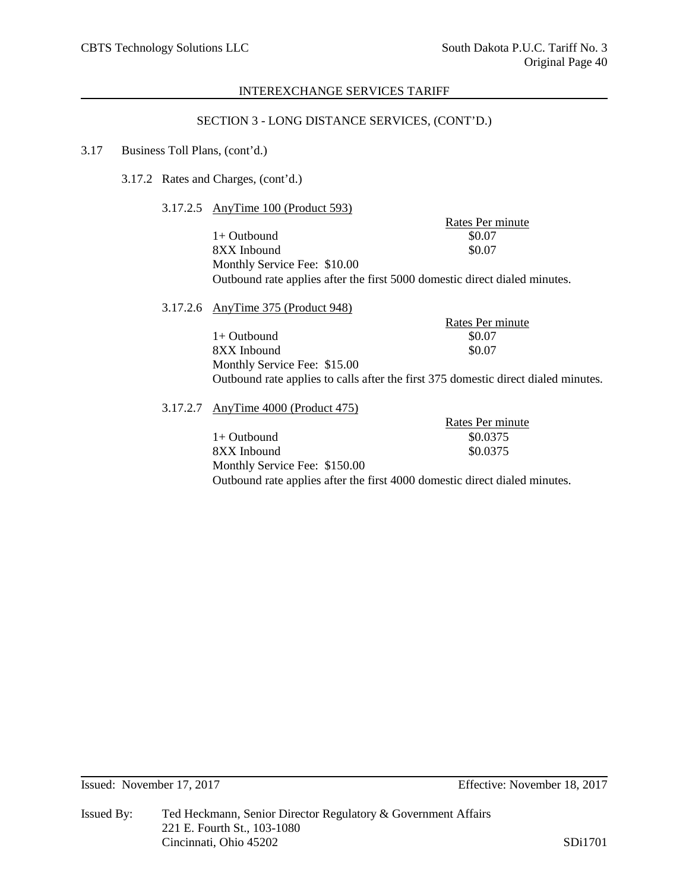SECTION 3 - LONG DISTANCE SERVICES, (CONT'D.)

3.17 Business Toll Plans, (cont'd.)

3.17.2 Rates and Charges, (cont'd.)

3.17.2.5 AnyTime 100 (Product 593)

| | Rates Per minute |
|---|---|
| 1+ Outbound | $0.07 |
| 8XX Inbound | $0.07 |

Monthly Service Fee: $10.00

Outbound rate applies after the first 5000 domestic direct dialed minutes.

3.17.2.6 AnyTime 375 (Product 948)

| | Rates Per minute |
|---|---|
| 1+ Outbound | $0.07 |
| 8XX Inbound | $0.07 |

Monthly Service Fee: $15.00

Outbound rate applies to calls after the first 375 domestic direct dialed minutes.

3.17.2.7 AnyTime 4000 (Product 475)

| | Rates Per minute |
|---|---|
| 1+ Outbound | $0.0375 |
| 8XX Inbound | $0.0375 |

Monthly Service Fee: $150.00

Outbound rate applies after the first 4000 domestic direct dialed minutes.